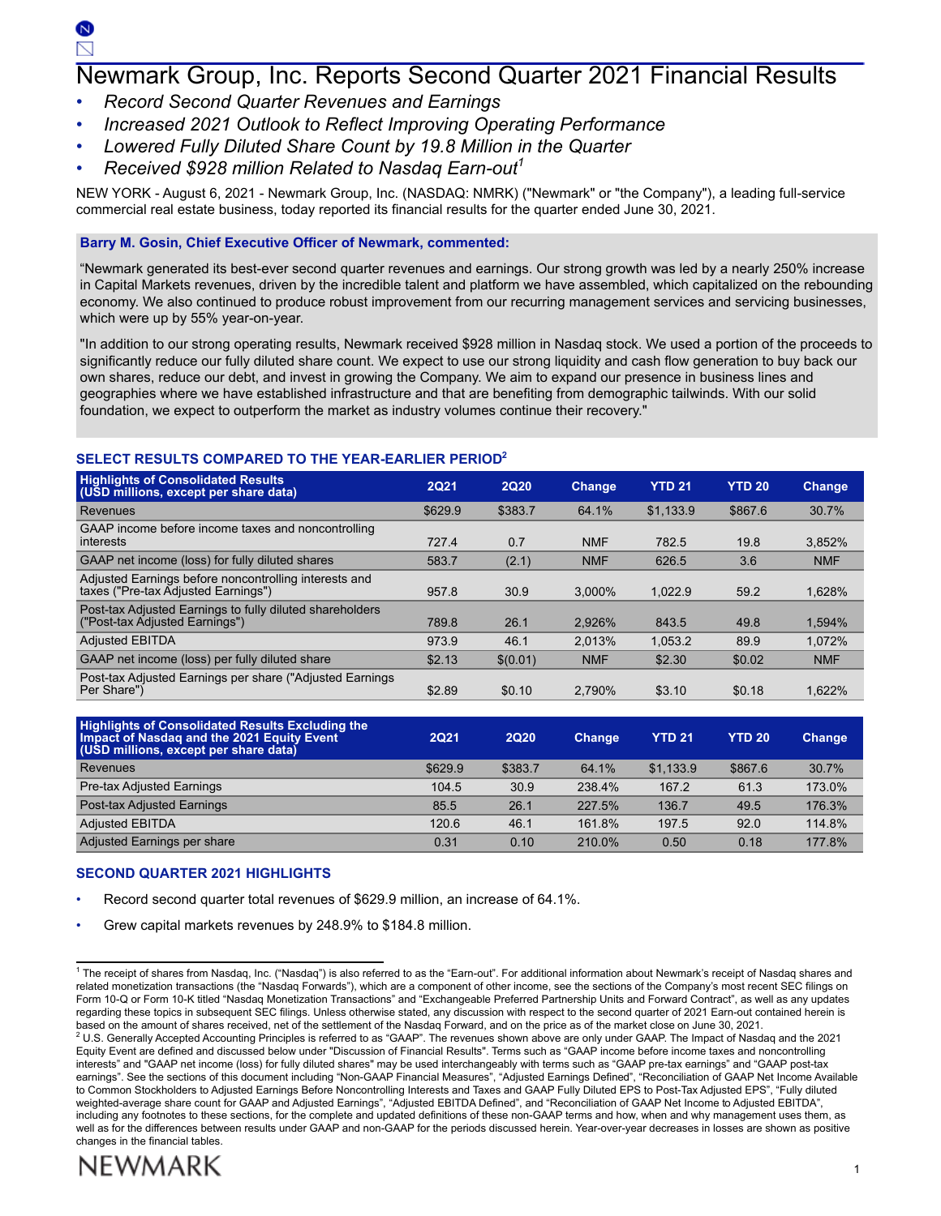# Newmark Group, Inc. Reports Second Quarter 2021 Financial Results

- *Record Second Quarter Revenues and Earnings*
- *Increased 2021 Outlook to Reflect Improving Operating Performance*
- *Lowered Fully Diluted Share Count by 19.8 Million in the Quarter*
- *Received $928 million Related to Nasdaq Earn-out*[1]

NEW YORK - August 6, 2021 - Newmark Group, Inc. (NASDAQ: NMRK) ("Newmark" or "the Company"), a leading full-service commercial real estate business, today reported its financial results for the quarter ended June 30, 2021.

**Barry M. Gosin, Chief Executive Officer of Newmark, commented:**

"Newmark generated its best-ever second quarter revenues and earnings. Our strong growth was led by a nearly 250% increase in Capital Markets revenues, driven by the incredible talent and platform we have assembled, which capitalized on the rebounding economy. We also continued to produce robust improvement from our recurring management services and servicing businesses, which were up by 55% year-on-year.

"In addition to our strong operating results, Newmark received $928 million in Nasdaq stock. We used a portion of the proceeds to significantly reduce our fully diluted share count. We expect to use our strong liquidity and cash flow generation to buy back our own shares, reduce our debt, and invest in growing the Company. We aim to expand our presence in business lines and geographies where we have established infrastructure and that are benefiting from demographic tailwinds. With our solid foundation, we expect to outperform the market as industry volumes continue their recovery."

## SELECT RESULTS COMPARED TO THE YEAR-EARLIER PERIOD[2]

| Highlights of Consolidated Results (USD millions, except per share data) | 2Q21 | 2Q20 | Change | YTD 21 | YTD 20 | Change |
|---|---|---|---|---|---|---|
| Revenues | $629.9 | $383.7 | 64.1% | $1,133.9 | $867.6 | 30.7% |
| GAAP income before income taxes and noncontrolling interests | 727.4 | 0.7 | NMF | 782.5 | 19.8 | 3,852% |
| GAAP net income (loss) for fully diluted shares | 583.7 | (2.1) | NMF | 626.5 | 3.6 | NMF |
| Adjusted Earnings before noncontrolling interests and taxes ("Pre-tax Adjusted Earnings") | 957.8 | 30.9 | 3,000% | 1,022.9 | 59.2 | 1,628% |
| Post-tax Adjusted Earnings to fully diluted shareholders ("Post-tax Adjusted Earnings") | 789.8 | 26.1 | 2,926% | 843.5 | 49.8 | 1,594% |
| Adjusted EBITDA | 973.9 | 46.1 | 2,013% | 1,053.2 | 89.9 | 1,072% |
| GAAP net income (loss) per fully diluted share | $2.13 | $(0.01) | NMF | $2.30 | $0.02 | NMF |
| Post-tax Adjusted Earnings per share ("Adjusted Earnings Per Share") | $2.89 | $0.10 | 2,790% | $3.10 | $0.18 | 1,622% |

| Highlights of Consolidated Results Excluding the Impact of Nasdaq and the 2021 Equity Event (USD millions, except per share data) | 2Q21 | 2Q20 | Change | YTD 21 | YTD 20 | Change |
|---|---|---|---|---|---|---|
| Revenues | $629.9 | $383.7 | 64.1% | $1,133.9 | $867.6 | 30.7% |
| Pre-tax Adjusted Earnings | 104.5 | 30.9 | 238.4% | 167.2 | 61.3 | 173.0% |
| Post-tax Adjusted Earnings | 85.5 | 26.1 | 227.5% | 136.7 | 49.5 | 176.3% |
| Adjusted EBITDA | 120.6 | 46.1 | 161.8% | 197.5 | 92.0 | 114.8% |
| Adjusted Earnings per share | 0.31 | 0.10 | 210.0% | 0.50 | 0.18 | 177.8% |

## SECOND QUARTER 2021 HIGHLIGHTS

- Record second quarter total revenues of $629.9 million, an increase of 64.1%.
- Grew capital markets revenues by 248.9% to $184.8 million.

---

[1] The receipt of shares from Nasdaq, Inc. ("Nasdaq") is also referred to as the "Earn-out". For additional information about Newmark's receipt of Nasdaq shares and related monetization transactions (the "Nasdaq Forwards"), which are a component of other income, see the sections of the Company's most recent SEC filings on Form 10-Q or Form 10-K titled "Nasdaq Monetization Transactions" and "Exchangeable Preferred Partnership Units and Forward Contract", as well as any updates regarding these topics in subsequent SEC filings. Unless otherwise stated, any discussion with respect to the second quarter of 2021 Earn-out contained herein is based on the amount of shares received, net of the settlement of the Nasdaq Forward, and on the price as of the market close on June 30, 2021.

[2] U.S. Generally Accepted Accounting Principles is referred to as "GAAP". The revenues shown above are only under GAAP. The Impact of Nasdaq and the 2021 Equity Event are defined and discussed below under "Discussion of Financial Results". Terms such as "GAAP income before income taxes and noncontrolling interests" and "GAAP net income (loss) for fully diluted shares" may be used interchangeably with terms such as "GAAP pre-tax earnings" and "GAAP post-tax earnings". See the sections of this document including "Non-GAAP Financial Measures", "Adjusted Earnings Defined", "Reconciliation of GAAP Net Income Available to Common Stockholders to Adjusted Earnings Before Noncontrolling Interests and Taxes and GAAP Fully Diluted EPS to Post-Tax Adjusted EPS", "Fully diluted weighted-average share count for GAAP and Adjusted Earnings", "Adjusted EBITDA Defined", and "Reconciliation of GAAP Net Income to Adjusted EBITDA", including any footnotes to these sections, for the complete and updated definitions of these non-GAAP terms and how, when and why management uses them, as well as for the differences between results under GAAP and non-GAAP for the periods discussed herein. Year-over-year decreases in losses are shown as positive changes in the financial tables.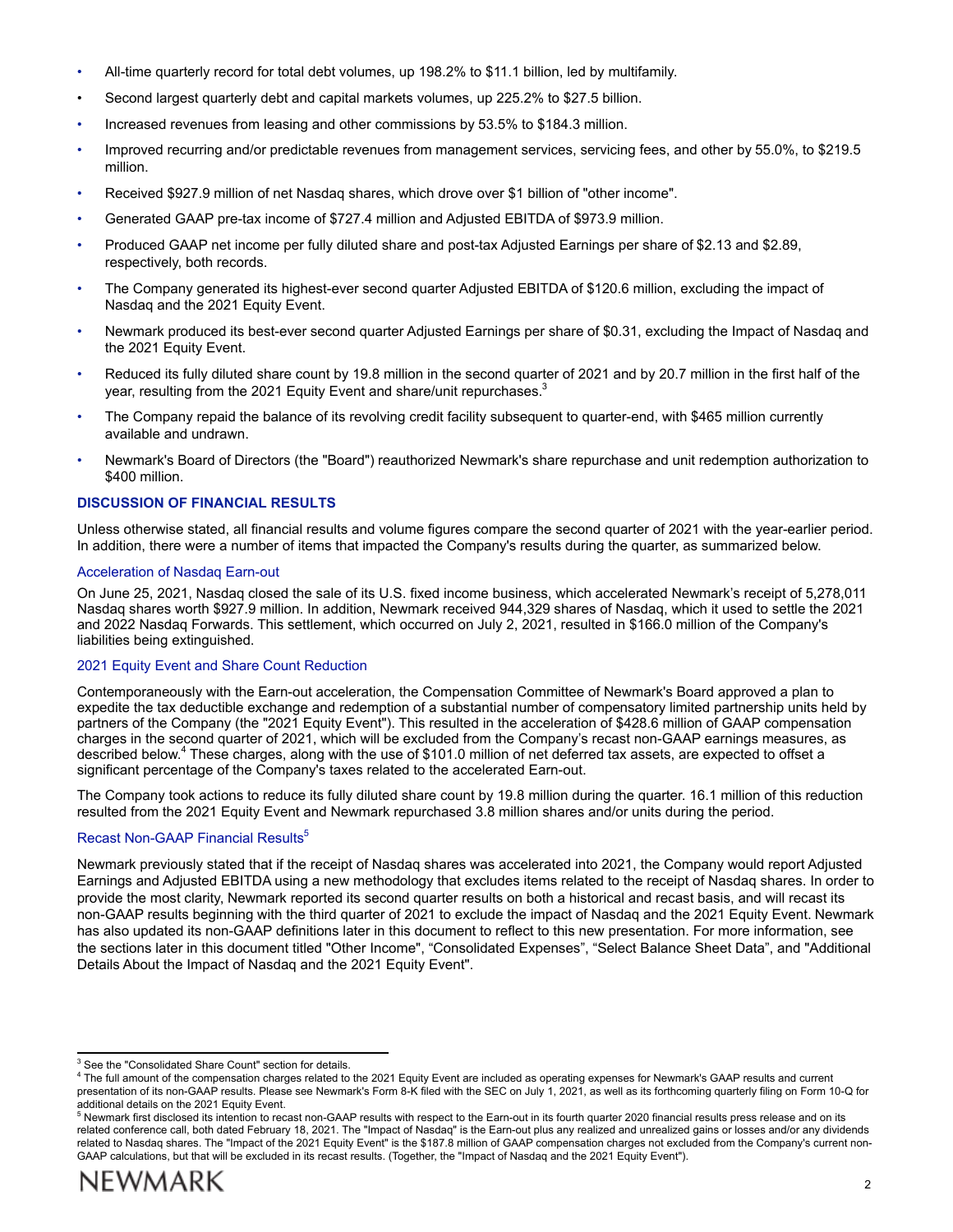- All-time quarterly record for total debt volumes, up 198.2% to $11.1 billion, led by multifamily.
- Second largest quarterly debt and capital markets volumes, up 225.2% to $27.5 billion.
- Increased revenues from leasing and other commissions by 53.5% to $184.3 million.
- Improved recurring and/or predictable revenues from management services, servicing fees, and other by 55.0%, to $219.5 million.
- Received $927.9 million of net Nasdaq shares, which drove over $1 billion of "other income".
- Generated GAAP pre-tax income of $727.4 million and Adjusted EBITDA of $973.9 million.
- Produced GAAP net income per fully diluted share and post-tax Adjusted Earnings per share of $2.13 and $2.89, respectively, both records.
- The Company generated its highest-ever second quarter Adjusted EBITDA of $120.6 million, excluding the impact of Nasdaq and the 2021 Equity Event.
- Newmark produced its best-ever second quarter Adjusted Earnings per share of $0.31, excluding the Impact of Nasdaq and the 2021 Equity Event.
- Reduced its fully diluted share count by 19.8 million in the second quarter of 2021 and by 20.7 million in the first half of the year, resulting from the 2021 Equity Event and share/unit repurchases.[3]
- The Company repaid the balance of its revolving credit facility subsequent to quarter-end, with $465 million currently available and undrawn.
- Newmark's Board of Directors (the "Board") reauthorized Newmark's share repurchase and unit redemption authorization to $400 million.

## DISCUSSION OF FINANCIAL RESULTS

Unless otherwise stated, all financial results and volume figures compare the second quarter of 2021 with the year-earlier period. In addition, there were a number of items that impacted the Company's results during the quarter, as summarized below.

### Acceleration of Nasdaq Earn-out

On June 25, 2021, Nasdaq closed the sale of its U.S. fixed income business, which accelerated Newmark's receipt of 5,278,011 Nasdaq shares worth $927.9 million. In addition, Newmark received 944,329 shares of Nasdaq, which it used to settle the 2021 and 2022 Nasdaq Forwards. This settlement, which occurred on July 2, 2021, resulted in $166.0 million of the Company's liabilities being extinguished.

### 2021 Equity Event and Share Count Reduction

Contemporaneously with the Earn-out acceleration, the Compensation Committee of Newmark's Board approved a plan to expedite the tax deductible exchange and redemption of a substantial number of compensatory limited partnership units held by partners of the Company (the "2021 Equity Event"). This resulted in the acceleration of $428.6 million of GAAP compensation charges in the second quarter of 2021, which will be excluded from the Company's recast non-GAAP earnings measures, as described below.[4] These charges, along with the use of $101.0 million of net deferred tax assets, are expected to offset a significant percentage of the Company's taxes related to the accelerated Earn-out.

The Company took actions to reduce its fully diluted share count by 19.8 million during the quarter. 16.1 million of this reduction resulted from the 2021 Equity Event and Newmark repurchased 3.8 million shares and/or units during the period.

### Recast Non-GAAP Financial Results[5]

Newmark previously stated that if the receipt of Nasdaq shares was accelerated into 2021, the Company would report Adjusted Earnings and Adjusted EBITDA using a new methodology that excludes items related to the receipt of Nasdaq shares. In order to provide the most clarity, Newmark reported its second quarter results on both a historical and recast basis, and will recast its non-GAAP results beginning with the third quarter of 2021 to exclude the impact of Nasdaq and the 2021 Equity Event. Newmark has also updated its non-GAAP definitions later in this document to reflect to this new presentation. For more information, see the sections later in this document titled "Other Income", "Consolidated Expenses", "Select Balance Sheet Data", and "Additional Details About the Impact of Nasdaq and the 2021 Equity Event".

---

[3] See the "Consolidated Share Count" section for details.

[4] The full amount of the compensation charges related to the 2021 Equity Event are included as operating expenses for Newmark's GAAP results and current presentation of its non-GAAP results. Please see Newmark's Form 8-K filed with the SEC on July 1, 2021, as well as its forthcoming quarterly filing on Form 10-Q for additional details on the 2021 Equity Event.

[5] Newmark first disclosed its intention to recast non-GAAP results with respect to the Earn-out in its fourth quarter 2020 financial results press release and on its related conference call, both dated February 18, 2021. The "Impact of Nasdaq" is the Earn-out plus any realized and unrealized gains or losses and/or any dividends related to Nasdaq shares. The "Impact of the 2021 Equity Event" is the $187.8 million of GAAP compensation charges not excluded from the Company's current non-GAAP calculations, but that will be excluded in its recast results. (Together, the "Impact of Nasdaq and the 2021 Equity Event").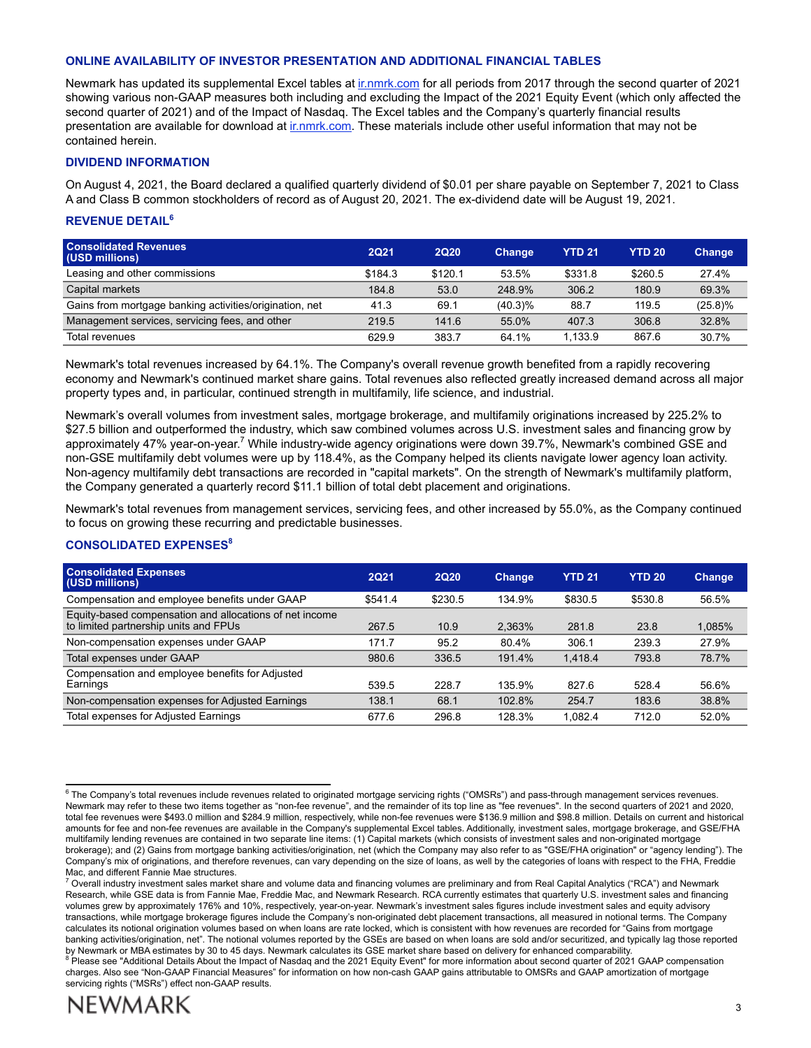## ONLINE AVAILABILITY OF INVESTOR PRESENTATION AND ADDITIONAL FINANCIAL TABLES

Newmark has updated its supplemental Excel tables at ir.nmrk.com for all periods from 2017 through the second quarter of 2021 showing various non-GAAP measures both including and excluding the Impact of the 2021 Equity Event (which only affected the second quarter of 2021) and of the Impact of Nasdaq. The Excel tables and the Company's quarterly financial results presentation are available for download at ir.nmrk.com. These materials include other useful information that may not be contained herein.

## DIVIDEND INFORMATION

On August 4, 2021, the Board declared a qualified quarterly dividend of $0.01 per share payable on September 7, 2021 to Class A and Class B common stockholders of record as of August 20, 2021. The ex-dividend date will be August 19, 2021.

## REVENUE DETAIL[6]

| Consolidated Revenues (USD millions) | 2Q21 | 2Q20 | Change | YTD 21 | YTD 20 | Change |
|---|---|---|---|---|---|---|
| Leasing and other commissions | $184.3 | $120.1 | 53.5% | $331.8 | $260.5 | 27.4% |
| Capital markets | 184.8 | 53.0 | 248.9% | 306.2 | 180.9 | 69.3% |
| Gains from mortgage banking activities/origination, net | 41.3 | 69.1 | (40.3)% | 88.7 | 119.5 | (25.8)% |
| Management services, servicing fees, and other | 219.5 | 141.6 | 55.0% | 407.3 | 306.8 | 32.8% |
| Total revenues | 629.9 | 383.7 | 64.1% | 1,133.9 | 867.6 | 30.7% |

Newmark's total revenues increased by 64.1%. The Company's overall revenue growth benefited from a rapidly recovering economy and Newmark's continued market share gains. Total revenues also reflected greatly increased demand across all major property types and, in particular, continued strength in multifamily, life science, and industrial.

Newmark's overall volumes from investment sales, mortgage brokerage, and multifamily originations increased by 225.2% to $27.5 billion and outperformed the industry, which saw combined volumes across U.S. investment sales and financing grow by approximately 47% year-on-year.[7] While industry-wide agency originations were down 39.7%, Newmark's combined GSE and non-GSE multifamily debt volumes were up by 118.4%, as the Company helped its clients navigate lower agency loan activity. Non-agency multifamily debt transactions are recorded in "capital markets". On the strength of Newmark's multifamily platform, the Company generated a quarterly record $11.1 billion of total debt placement and originations.

Newmark's total revenues from management services, servicing fees, and other increased by 55.0%, as the Company continued to focus on growing these recurring and predictable businesses.

## CONSOLIDATED EXPENSES[8]

| Consolidated Expenses (USD millions) | 2Q21 | 2Q20 | Change | YTD 21 | YTD 20 | Change |
|---|---|---|---|---|---|---|
| Compensation and employee benefits under GAAP | $541.4 | $230.5 | 134.9% | $830.5 | $530.8 | 56.5% |
| Equity-based compensation and allocations of net income to limited partnership units and FPUs | 267.5 | 10.9 | 2,363% | 281.8 | 23.8 | 1,085% |
| Non-compensation expenses under GAAP | 171.7 | 95.2 | 80.4% | 306.1 | 239.3 | 27.9% |
| Total expenses under GAAP | 980.6 | 336.5 | 191.4% | 1,418.4 | 793.8 | 78.7% |
| Compensation and employee benefits for Adjusted Earnings | 539.5 | 228.7 | 135.9% | 827.6 | 528.4 | 56.6% |
| Non-compensation expenses for Adjusted Earnings | 138.1 | 68.1 | 102.8% | 254.7 | 183.6 | 38.8% |
| Total expenses for Adjusted Earnings | 677.6 | 296.8 | 128.3% | 1,082.4 | 712.0 | 52.0% |

---

[6] The Company's total revenues include revenues related to originated mortgage servicing rights ("OMSRs") and pass-through management services revenues. Newmark may refer to these two items together as "non-fee revenue", and the remainder of its top line as "fee revenues". In the second quarters of 2021 and 2020, total fee revenues were $493.0 million and $284.9 million, respectively, while non-fee revenues were $136.9 million and $98.8 million. Details on current and historical amounts for fee and non-fee revenues are available in the Company's supplemental Excel tables. Additionally, investment sales, mortgage brokerage, and GSE/FHA multifamily lending revenues are contained in two separate line items: (1) Capital markets (which consists of investment sales and non-originated mortgage brokerage); and (2) Gains from mortgage banking activities/origination, net (which the Company may also refer to as "GSE/FHA origination" or "agency lending"). The Company's mix of originations, and therefore revenues, can vary depending on the size of loans, as well by the categories of loans with respect to the FHA, Freddie Mac, and different Fannie Mae structures.

[7] Overall industry investment sales market share and volume data and financing volumes are preliminary and from Real Capital Analytics ("RCA") and Newmark Research, while GSE data is from Fannie Mae, Freddie Mac, and Newmark Research. RCA currently estimates that quarterly U.S. investment sales and financing volumes grew by approximately 176% and 10%, respectively, year-on-year. Newmark's investment sales figures include investment sales and equity advisory transactions, while mortgage brokerage figures include the Company's non-originated debt placement transactions, all measured in notional terms. The Company calculates its notional origination volumes based on when loans are rate locked, which is consistent with how revenues are recorded for "Gains from mortgage banking activities/origination, net". The notional volumes reported by the GSEs are based on when loans are sold and/or securitized, and typically lag those reported by Newmark or MBA estimates by 30 to 45 days. Newmark calculates its GSE market share based on delivery for enhanced comparability.

[8] Please see "Additional Details About the Impact of Nasdaq and the 2021 Equity Event" for more information about second quarter of 2021 GAAP compensation charges. Also see "Non-GAAP Financial Measures" for information on how non-cash GAAP gains attributable to OMSRs and GAAP amortization of mortgage servicing rights ("MSRs") effect non-GAAP results.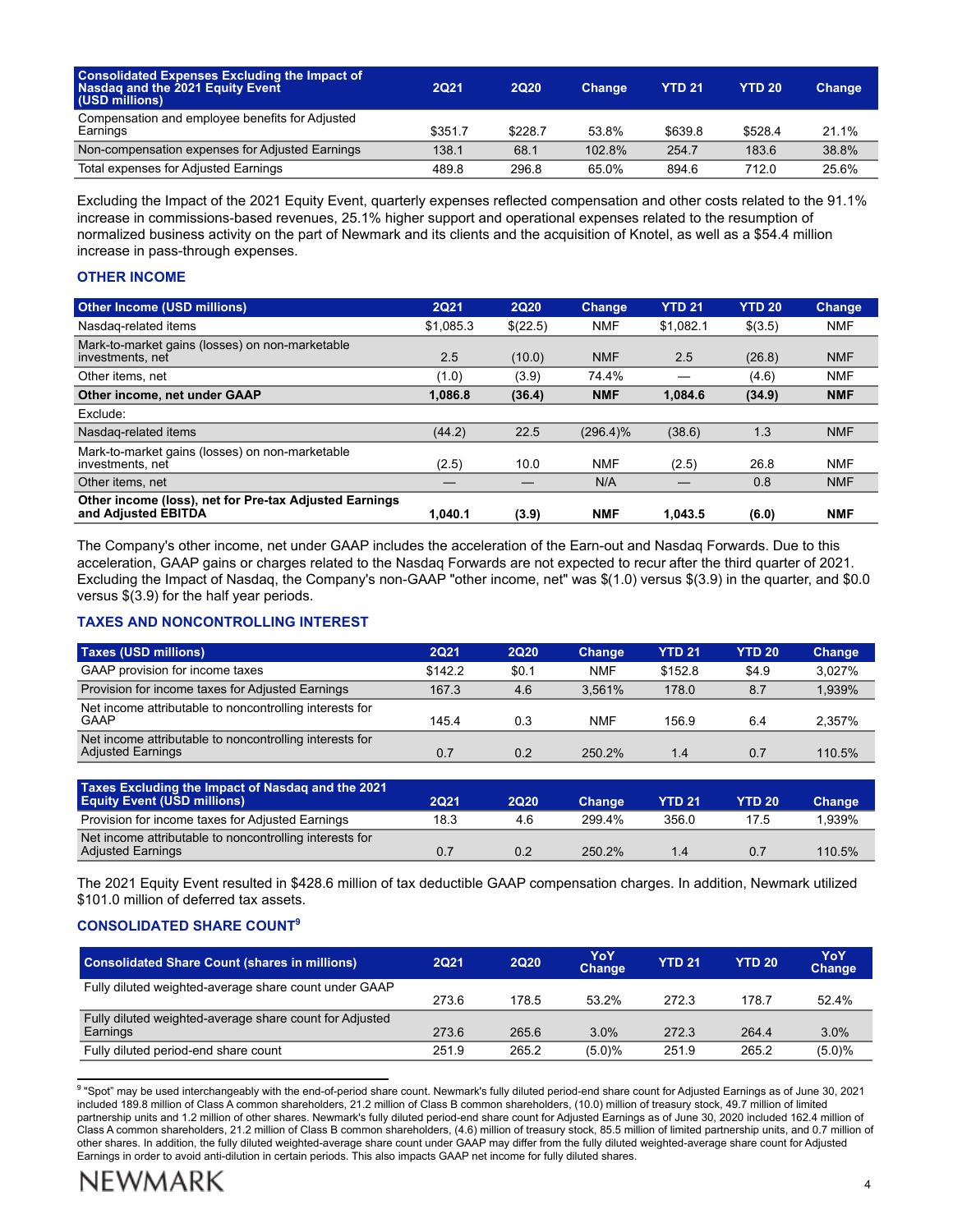| Consolidated Expenses Excluding the Impact of Nasdaq and the 2021 Equity Event (USD millions) | 2Q21 | 2Q20 | Change | YTD 21 | YTD 20 | Change |
|---|---|---|---|---|---|---|
| Compensation and employee benefits for Adjusted Earnings | $351.7 | $228.7 | 53.8% | $639.8 | $528.4 | 21.1% |
| Non-compensation expenses for Adjusted Earnings | 138.1 | 68.1 | 102.8% | 254.7 | 183.6 | 38.8% |
| Total expenses for Adjusted Earnings | 489.8 | 296.8 | 65.0% | 894.6 | 712.0 | 25.6% |

Excluding the Impact of the 2021 Equity Event, quarterly expenses reflected compensation and other costs related to the 91.1% increase in commissions-based revenues, 25.1% higher support and operational expenses related to the resumption of normalized business activity on the part of Newmark and its clients and the acquisition of Knotel, as well as a $54.4 million increase in pass-through expenses.

## OTHER INCOME

| Other Income (USD millions) | 2Q21 | 2Q20 | Change | YTD 21 | YTD 20 | Change |
|---|---|---|---|---|---|---|
| Nasdaq-related items | $1,085.3 | $(22.5) | NMF | $1,082.1 | $(3.5) | NMF |
| Mark-to-market gains (losses) on non-marketable investments, net | 2.5 | (10.0) | NMF | 2.5 | (26.8) | NMF |
| Other items, net | (1.0) | (3.9) | 74.4% | — | (4.6) | NMF |
| **Other income, net under GAAP** | **1,086.8** | **(36.4)** | **NMF** | **1,084.6** | **(34.9)** | **NMF** |
| Exclude: | | | | | | |
| Nasdaq-related items | (44.2) | 22.5 | (296.4)% | (38.6) | 1.3 | NMF |
| Mark-to-market gains (losses) on non-marketable investments, net | (2.5) | 10.0 | NMF | (2.5) | 26.8 | NMF |
| Other items, net | — | — | N/A | — | 0.8 | NMF |
| **Other income (loss), net for Pre-tax Adjusted Earnings and Adjusted EBITDA** | **1,040.1** | **(3.9)** | **NMF** | **1,043.5** | **(6.0)** | **NMF** |

The Company's other income, net under GAAP includes the acceleration of the Earn-out and Nasdaq Forwards. Due to this acceleration, GAAP gains or charges related to the Nasdaq Forwards are not expected to recur after the third quarter of 2021. Excluding the Impact of Nasdaq, the Company's non-GAAP "other income, net" was $(1.0) versus $(3.9) in the quarter, and $0.0 versus $(3.9) for the half year periods.

## TAXES AND NONCONTROLLING INTEREST

| Taxes (USD millions) | 2Q21 | 2Q20 | Change | YTD 21 | YTD 20 | Change |
|---|---|---|---|---|---|---|
| GAAP provision for income taxes | $142.2 | $0.1 | NMF | $152.8 | $4.9 | 3,027% |
| Provision for income taxes for Adjusted Earnings | 167.3 | 4.6 | 3,561% | 178.0 | 8.7 | 1,939% |
| Net income attributable to noncontrolling interests for GAAP | 145.4 | 0.3 | NMF | 156.9 | 6.4 | 2,357% |
| Net income attributable to noncontrolling interests for Adjusted Earnings | 0.7 | 0.2 | 250.2% | 1.4 | 0.7 | 110.5% |

| Taxes Excluding the Impact of Nasdaq and the 2021 Equity Event (USD millions) | 2Q21 | 2Q20 | Change | YTD 21 | YTD 20 | Change |
|---|---|---|---|---|---|---|
| Provision for income taxes for Adjusted Earnings | 18.3 | 4.6 | 299.4% | 356.0 | 17.5 | 1,939% |
| Net income attributable to noncontrolling interests for Adjusted Earnings | 0.7 | 0.2 | 250.2% | 1.4 | 0.7 | 110.5% |

The 2021 Equity Event resulted in $428.6 million of tax deductible GAAP compensation charges. In addition, Newmark utilized $101.0 million of deferred tax assets.

## CONSOLIDATED SHARE COUNT[9]

| Consolidated Share Count (shares in millions) | 2Q21 | 2Q20 | YoY Change | YTD 21 | YTD 20 | YoY Change |
|---|---|---|---|---|---|---|
| Fully diluted weighted-average share count under GAAP | 273.6 | 178.5 | 53.2% | 272.3 | 178.7 | 52.4% |
| Fully diluted weighted-average share count for Adjusted Earnings | 273.6 | 265.6 | 3.0% | 272.3 | 264.4 | 3.0% |
| Fully diluted period-end share count | 251.9 | 265.2 | (5.0)% | 251.9 | 265.2 | (5.0)% |

[9] "Spot" may be used interchangeably with the end-of-period share count. Newmark's fully diluted period-end share count for Adjusted Earnings as of June 30, 2021 included 189.8 million of Class A common shareholders, 21.2 million of Class B common shareholders, (10.0) million of treasury stock, 49.7 million of limited partnership units and 1.2 million of other shares. Newmark's fully diluted period-end share count for Adjusted Earnings as of June 30, 2020 included 162.4 million of Class A common shareholders, 21.2 million of Class B common shareholders, (4.6) million of treasury stock, 85.5 million of limited partnership units, and 0.7 million of other shares. In addition, the fully diluted weighted-average share count under GAAP may differ from the fully diluted weighted-average share count for Adjusted Earnings in order to avoid anti-dilution in certain periods. This also impacts GAAP net income for fully diluted shares.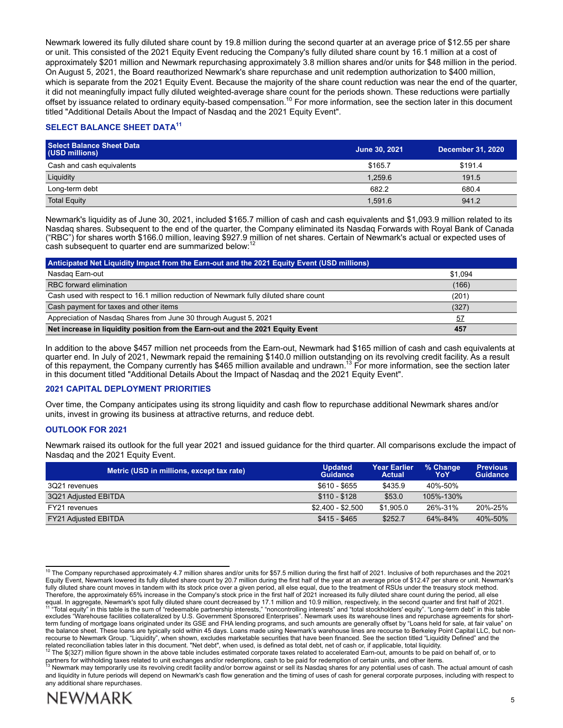Newmark lowered its fully diluted share count by 19.8 million during the second quarter at an average price of $12.55 per share or unit. This consisted of the 2021 Equity Event reducing the Company's fully diluted share count by 16.1 million at a cost of approximately $201 million and Newmark repurchasing approximately 3.8 million shares and/or units for $48 million in the period. On August 5, 2021, the Board reauthorized Newmark's share repurchase and unit redemption authorization to $400 million, which is separate from the 2021 Equity Event. Because the majority of the share count reduction was near the end of the quarter, it did not meaningfully impact fully diluted weighted-average share count for the periods shown. These reductions were partially offset by issuance related to ordinary equity-based compensation.[10] For more information, see the section later in this document titled "Additional Details About the Impact of Nasdaq and the 2021 Equity Event".

## SELECT BALANCE SHEET DATA[11]

| Select Balance Sheet Data (USD millions) | June 30, 2021 | December 31, 2020 |
|---|---|---|
| Cash and cash equivalents | $165.7 | $191.4 |
| Liquidity | 1,259.6 | 191.5 |
| Long-term debt | 682.2 | 680.4 |
| Total Equity | 1,591.6 | 941.2 |

Newmark's liquidity as of June 30, 2021, included $165.7 million of cash and cash equivalents and $1,093.9 million related to its Nasdaq shares. Subsequent to the end of the quarter, the Company eliminated its Nasdaq Forwards with Royal Bank of Canada ("RBC") for shares worth $166.0 million, leaving $927.9 million of net shares. Certain of Newmark's actual or expected uses of cash subsequent to quarter end are summarized below:[12]

| Anticipated Net Liquidity Impact from the Earn-out and the 2021 Equity Event (USD millions) | |
|---|---|
| Nasdaq Earn-out | $1,094 |
| RBC forward elimination | (166) |
| Cash used with respect to 16.1 million reduction of Newmark fully diluted share count | (201) |
| Cash payment for taxes and other items | (327) |
| Appreciation of Nasdaq Shares from June 30 through August 5, 2021 | 57 |
| **Net increase in liquidity position from the Earn-out and the 2021 Equity Event** | **457** |

In addition to the above $457 million net proceeds from the Earn-out, Newmark had $165 million of cash and cash equivalents at quarter end. In July of 2021, Newmark repaid the remaining $140.0 million outstanding on its revolving credit facility. As a result of this repayment, the Company currently has $465 million available and undrawn.[13] For more information, see the section later in this document titled "Additional Details About the Impact of Nasdaq and the 2021 Equity Event".

## 2021 CAPITAL DEPLOYMENT PRIORITIES

Over time, the Company anticipates using its strong liquidity and cash flow to repurchase additional Newmark shares and/or units, invest in growing its business at attractive returns, and reduce debt.

## OUTLOOK FOR 2021

Newmark raised its outlook for the full year 2021 and issued guidance for the third quarter. All comparisons exclude the impact of Nasdaq and the 2021 Equity Event.

| Metric (USD in millions, except tax rate) | Updated Guidance | Year Earlier Actual | % Change YoY | Previous Guidance |
|---|---|---|---|---|
| 3Q21 revenues | $610 - $655 | $435.9 | 40%-50% | |
| 3Q21 Adjusted EBITDA | $110 - $128 | $53.0 | 105%-130% | |
| FY21 revenues | $2,400 - $2,500 | $1,905.0 | 26%-31% | 20%-25% |
| FY21 Adjusted EBITDA | $415 - $465 | $252.7 | 64%-84% | 40%-50% |

[10] The Company repurchased approximately 4.7 million shares and/or units for $57.5 million during the first half of 2021. Inclusive of both repurchases and the 2021 Equity Event, Newmark lowered its fully diluted share count by 20.7 million during the first half of the year at an average price of $12.47 per share or unit. Newmark's fully diluted share count moves in tandem with its stock price over a given period, all else equal, due to the treatment of RSUs under the treasury stock method. Therefore, the approximately 65% increase in the Company's stock price in the first half of 2021 increased its fully diluted share count during the period, all else equal. In aggregate, Newmark's spot fully diluted share count decreased by 17.1 million and 10.9 million, respectively, in the second quarter and first half of 2021.

[11] "Total equity" in this table is the sum of "redeemable partnership interests," "noncontrolling interests" and "total stockholders' equity". "Long-term debt" in this table excludes "Warehouse facilities collateralized by U.S. Government Sponsored Enterprises". Newmark uses its warehouse lines and repurchase agreements for short-term funding of mortgage loans originated under its GSE and FHA lending programs, and such amounts are generally offset by "Loans held for sale, at fair value" on the balance sheet. These loans are typically sold within 45 days. Loans made using Newmark's warehouse lines are recourse to Berkeley Point Capital LLC, but non-recourse to Newmark Group. "Liquidity", when shown, excludes marketable securities that have been financed. See the section titled "Liquidity Defined" and the related reconciliation tables later in this document. "Net debt", when used, is defined as total debt, net of cash or, if applicable, total liquidity.

[12] The $(327) million figure shown in the above table includes estimated corporate taxes related to accelerated Earn-out, amounts to be paid on behalf of, or to partners for withholding taxes related to unit exchanges and/or redemptions, cash to be paid for redemption of certain units, and other items.

[13] Newmark may temporarily use its revolving credit facility and/or borrow against or sell its Nasdaq shares for any potential uses of cash. The actual amount of cash and liquidity in future periods will depend on Newmark's cash flow generation and the timing of uses of cash for general corporate purposes, including with respect to any additional share repurchases.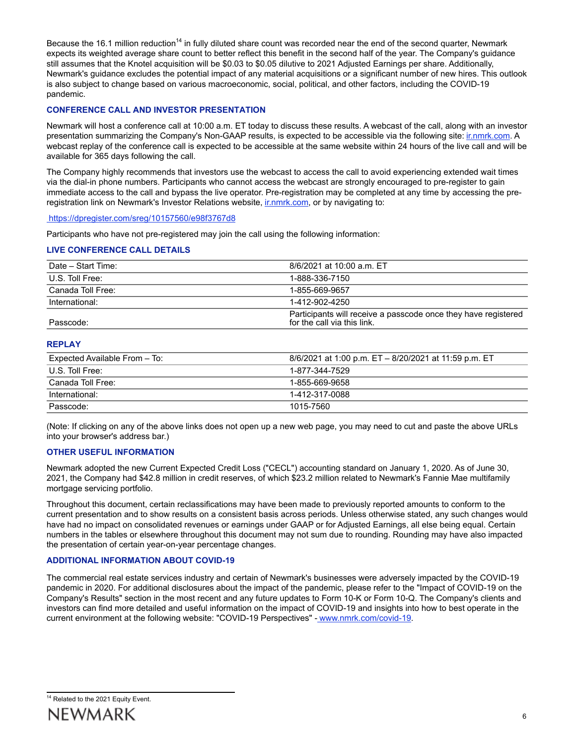Because the 16.1 million reduction[14] in fully diluted share count was recorded near the end of the second quarter, Newmark expects its weighted average share count to better reflect this benefit in the second half of the year. The Company's guidance still assumes that the Knotel acquisition will be $0.03 to $0.05 dilutive to 2021 Adjusted Earnings per share. Additionally, Newmark's guidance excludes the potential impact of any material acquisitions or a significant number of new hires. This outlook is also subject to change based on various macroeconomic, social, political, and other factors, including the COVID-19 pandemic.

## CONFERENCE CALL AND INVESTOR PRESENTATION

Newmark will host a conference call at 10:00 a.m. ET today to discuss these results. A webcast of the call, along with an investor presentation summarizing the Company's Non-GAAP results, is expected to be accessible via the following site: ir.nmrk.com. A webcast replay of the conference call is expected to be accessible at the same website within 24 hours of the live call and will be available for 365 days following the call.

The Company highly recommends that investors use the webcast to access the call to avoid experiencing extended wait times via the dial-in phone numbers. Participants who cannot access the webcast are strongly encouraged to pre-register to gain immediate access to the call and bypass the live operator. Pre-registration may be completed at any time by accessing the pre-registration link on Newmark's Investor Relations website, ir.nmrk.com, or by navigating to:

https://dpregister.com/sreg/10157560/e98f3767d8

Participants who have not pre-registered may join the call using the following information:

## LIVE CONFERENCE CALL DETAILS

| | |
|---|---|
| Date – Start Time: | 8/6/2021 at 10:00 a.m. ET |
| U.S. Toll Free: | 1-888-336-7150 |
| Canada Toll Free: | 1-855-669-9657 |
| International: | 1-412-902-4250 |
| Passcode: | Participants will receive a passcode once they have registered for the call via this link. |

## REPLAY

| | |
|---|---|
| Expected Available From – To: | 8/6/2021 at 1:00 p.m. ET – 8/20/2021 at 11:59 p.m. ET |
| U.S. Toll Free: | 1-877-344-7529 |
| Canada Toll Free: | 1-855-669-9658 |
| International: | 1-412-317-0088 |
| Passcode: | 1015-7560 |

(Note: If clicking on any of the above links does not open up a new web page, you may need to cut and paste the above URLs into your browser's address bar.)

## OTHER USEFUL INFORMATION

Newmark adopted the new Current Expected Credit Loss ("CECL") accounting standard on January 1, 2020. As of June 30, 2021, the Company had $42.8 million in credit reserves, of which $23.2 million related to Newmark's Fannie Mae multifamily mortgage servicing portfolio.

Throughout this document, certain reclassifications may have been made to previously reported amounts to conform to the current presentation and to show results on a consistent basis across periods. Unless otherwise stated, any such changes would have had no impact on consolidated revenues or earnings under GAAP or for Adjusted Earnings, all else being equal. Certain numbers in the tables or elsewhere throughout this document may not sum due to rounding. Rounding may have also impacted the presentation of certain year-on-year percentage changes.

## ADDITIONAL INFORMATION ABOUT COVID-19

The commercial real estate services industry and certain of Newmark's businesses were adversely impacted by the COVID-19 pandemic in 2020. For additional disclosures about the impact of the pandemic, please refer to the "Impact of COVID-19 on the Company's Results" section in the most recent and any future updates to Form 10-K or Form 10-Q. The Company's clients and investors can find more detailed and useful information on the impact of COVID-19 and insights into how to best operate in the current environment at the following website: "COVID-19 Perspectives" - www.nmrk.com/covid-19.

---

[14] Related to the 2021 Equity Event.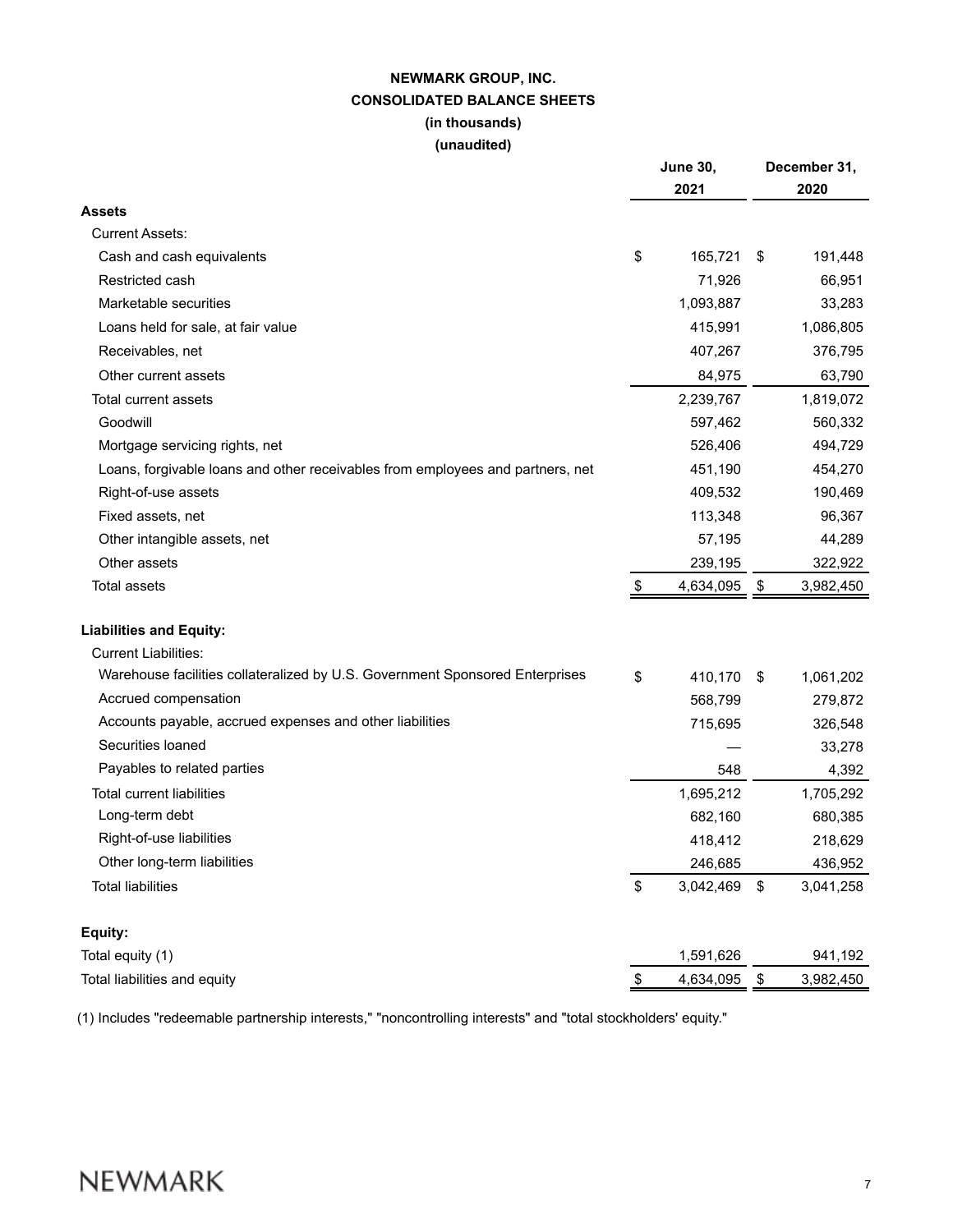**NEWMARK GROUP, INC.**

**CONSOLIDATED BALANCE SHEETS**

**(in thousands)**

**(unaudited)**

| | June 30, 2021 | December 31, 2020 |
|---|---|---|
| **Assets** | | |
| Current Assets: | | |
| Cash and cash equivalents | $ 165,721 | $ 191,448 |
| Restricted cash | 71,926 | 66,951 |
| Marketable securities | 1,093,887 | 33,283 |
| Loans held for sale, at fair value | 415,991 | 1,086,805 |
| Receivables, net | 407,267 | 376,795 |
| Other current assets | 84,975 | 63,790 |
| Total current assets | 2,239,767 | 1,819,072 |
| Goodwill | 597,462 | 560,332 |
| Mortgage servicing rights, net | 526,406 | 494,729 |
| Loans, forgivable loans and other receivables from employees and partners, net | 451,190 | 454,270 |
| Right-of-use assets | 409,532 | 190,469 |
| Fixed assets, net | 113,348 | 96,367 |
| Other intangible assets, net | 57,195 | 44,289 |
| Other assets | 239,195 | 322,922 |
| Total assets | $ 4,634,095 | $ 3,982,450 |
| **Liabilities and Equity:** | | |
| Current Liabilities: | | |
| Warehouse facilities collateralized by U.S. Government Sponsored Enterprises | $ 410,170 | $ 1,061,202 |
| Accrued compensation | 568,799 | 279,872 |
| Accounts payable, accrued expenses and other liabilities | 715,695 | 326,548 |
| Securities loaned | — | 33,278 |
| Payables to related parties | 548 | 4,392 |
| Total current liabilities | 1,695,212 | 1,705,292 |
| Long-term debt | 682,160 | 680,385 |
| Right-of-use liabilities | 418,412 | 218,629 |
| Other long-term liabilities | 246,685 | 436,952 |
| Total liabilities | $ 3,042,469 | $ 3,041,258 |
| **Equity:** | | |
| Total equity (1) | 1,591,626 | 941,192 |
| Total liabilities and equity | $ 4,634,095 | $ 3,982,450 |

(1) Includes "redeemable partnership interests," "noncontrolling interests" and "total stockholders' equity."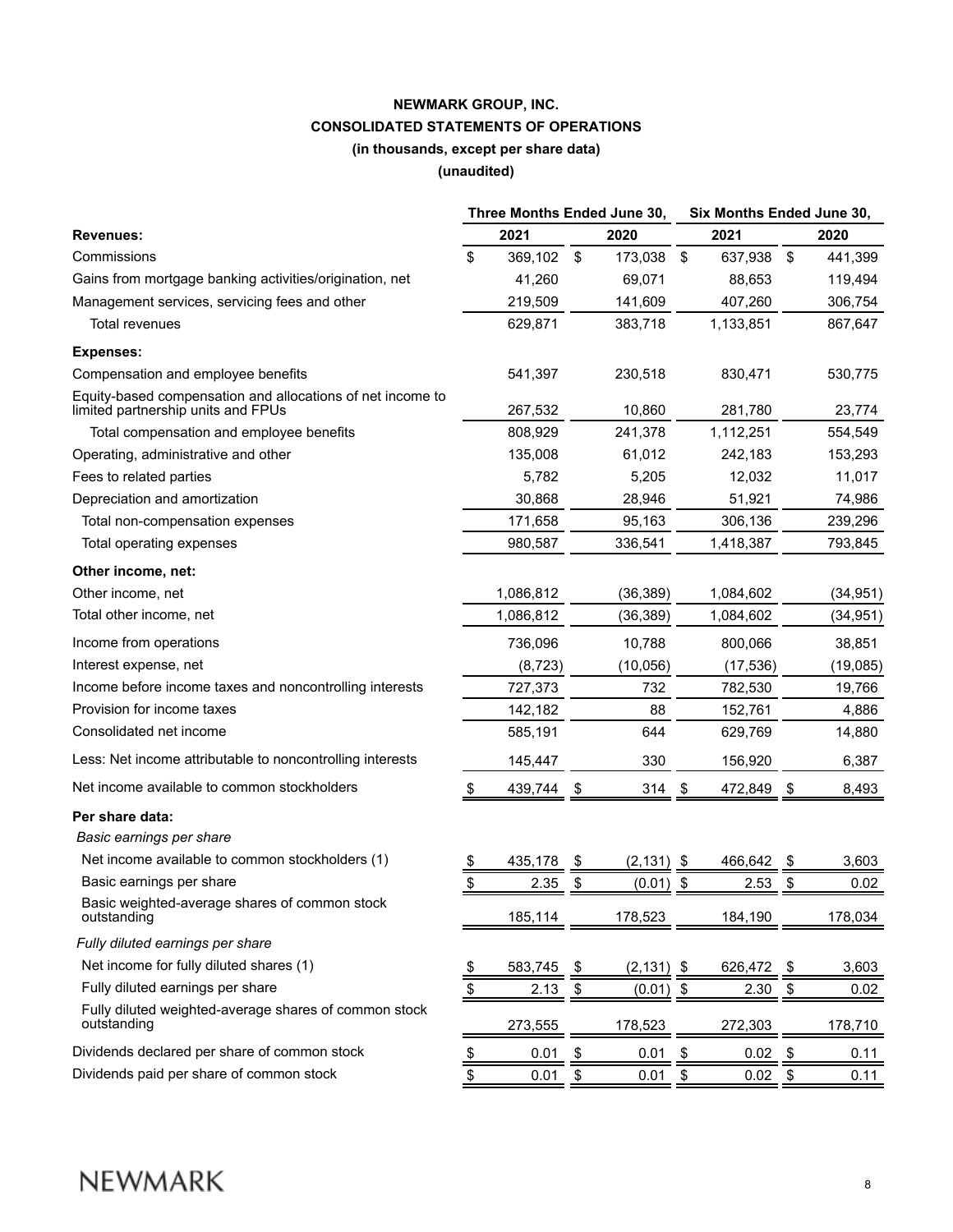# NEWMARK GROUP, INC.
## CONSOLIDATED STATEMENTS OF OPERATIONS
### (in thousands, except per share data)
### (unaudited)

| | Three Months Ended June 30, | | Six Months Ended June 30, | |
|---|---|---|---|---|
| | 2021 | 2020 | 2021 | 2020 |
| **Revenues:** | | | | |
| Commissions | $ 369,102 | $ 173,038 | $ 637,938 | $ 441,399 |
| Gains from mortgage banking activities/origination, net | 41,260 | 69,071 | 88,653 | 119,494 |
| Management services, servicing fees and other | 219,509 | 141,609 | 407,260 | 306,754 |
| Total revenues | 629,871 | 383,718 | 1,133,851 | 867,647 |
| **Expenses:** | | | | |
| Compensation and employee benefits | 541,397 | 230,518 | 830,471 | 530,775 |
| Equity-based compensation and allocations of net income to limited partnership units and FPUs | 267,532 | 10,860 | 281,780 | 23,774 |
| Total compensation and employee benefits | 808,929 | 241,378 | 1,112,251 | 554,549 |
| Operating, administrative and other | 135,008 | 61,012 | 242,183 | 153,293 |
| Fees to related parties | 5,782 | 5,205 | 12,032 | 11,017 |
| Depreciation and amortization | 30,868 | 28,946 | 51,921 | 74,986 |
| Total non-compensation expenses | 171,658 | 95,163 | 306,136 | 239,296 |
| Total operating expenses | 980,587 | 336,541 | 1,418,387 | 793,845 |
| **Other income, net:** | | | | |
| Other income, net | 1,086,812 | (36,389) | 1,084,602 | (34,951) |
| Total other income, net | 1,086,812 | (36,389) | 1,084,602 | (34,951) |
| Income from operations | 736,096 | 10,788 | 800,066 | 38,851 |
| Interest expense, net | (8,723) | (10,056) | (17,536) | (19,085) |
| Income before income taxes and noncontrolling interests | 727,373 | 732 | 782,530 | 19,766 |
| Provision for income taxes | 142,182 | 88 | 152,761 | 4,886 |
| Consolidated net income | 585,191 | 644 | 629,769 | 14,880 |
| Less: Net income attributable to noncontrolling interests | 145,447 | 330 | 156,920 | 6,387 |
| Net income available to common stockholders | $ 439,744 | $ 314 | $ 472,849 | $ 8,493 |
| **Per share data:** | | | | |
| *Basic earnings per share* | | | | |
| Net income available to common stockholders (1) | $ 435,178 | $ (2,131) | $ 466,642 | $ 3,603 |
| Basic earnings per share | $ 2.35 | $ (0.01) | $ 2.53 | $ 0.02 |
| Basic weighted-average shares of common stock outstanding | 185,114 | 178,523 | 184,190 | 178,034 |
| *Fully diluted earnings per share* | | | | |
| Net income for fully diluted shares (1) | $ 583,745 | $ (2,131) | $ 626,472 | $ 3,603 |
| Fully diluted earnings per share | $ 2.13 | $ (0.01) | $ 2.30 | $ 0.02 |
| Fully diluted weighted-average shares of common stock outstanding | 273,555 | 178,523 | 272,303 | 178,710 |
| Dividends declared per share of common stock | $ 0.01 | $ 0.01 | $ 0.02 | $ 0.11 |
| Dividends paid per share of common stock | $ 0.01 | $ 0.01 | $ 0.02 | $ 0.11 |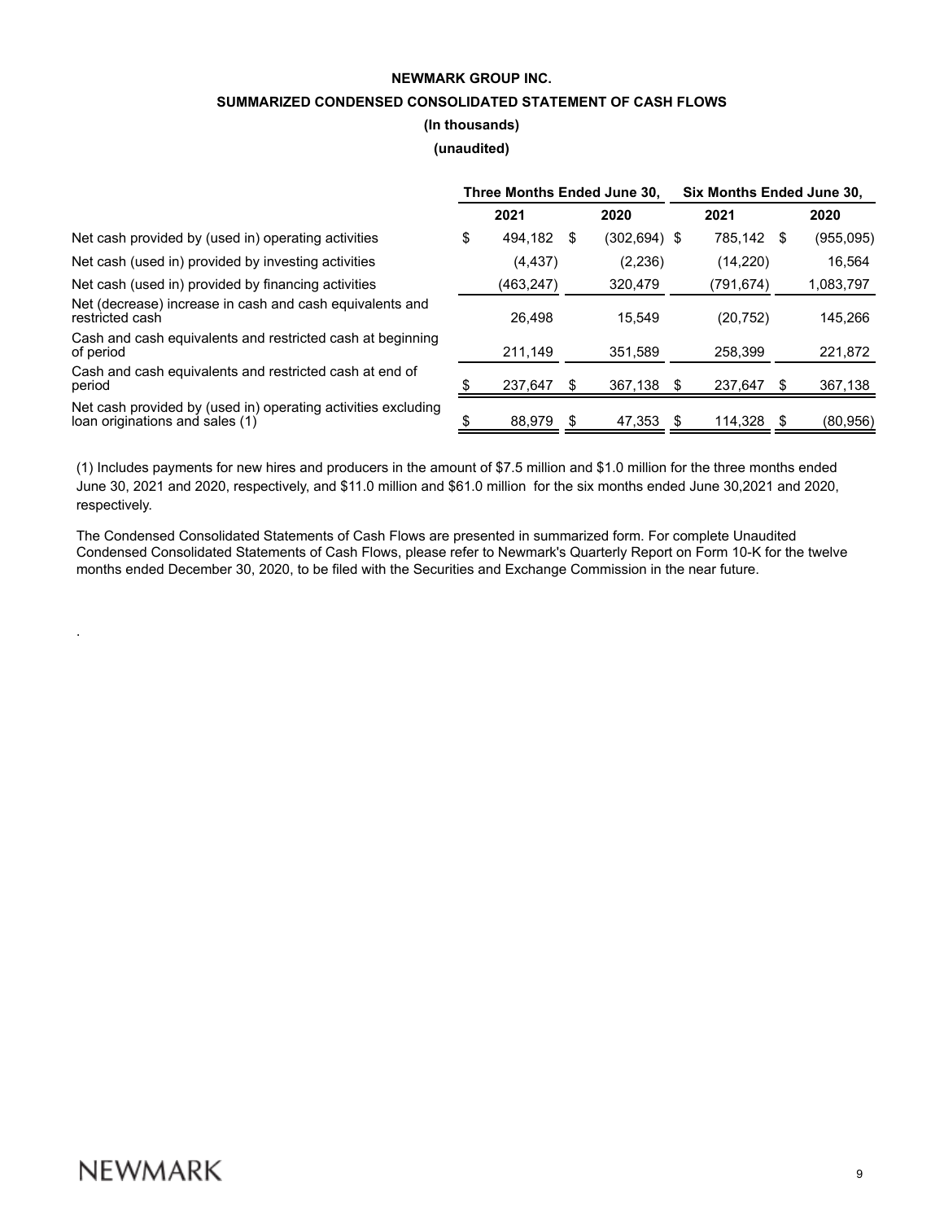**NEWMARK GROUP INC.**

**SUMMARIZED CONDENSED CONSOLIDATED STATEMENT OF CASH FLOWS**

**(In thousands)**

**(unaudited)**

| | Three Months Ended June 30, | | Six Months Ended June 30, | |
|---|---|---|---|---|
| | 2021 | 2020 | 2021 | 2020 |
| Net cash provided by (used in) operating activities | $ 494,182 | $ (302,694) | $ 785,142 | $ (955,095) |
| Net cash (used in) provided by investing activities | (4,437) | (2,236) | (14,220) | 16,564 |
| Net cash (used in) provided by financing activities | (463,247) | 320,479 | (791,674) | 1,083,797 |
| Net (decrease) increase in cash and cash equivalents and restricted cash | 26,498 | 15,549 | (20,752) | 145,266 |
| Cash and cash equivalents and restricted cash at beginning of period | 211,149 | 351,589 | 258,399 | 221,872 |
| Cash and cash equivalents and restricted cash at end of period | $ 237,647 | $ 367,138 | $ 237,647 | $ 367,138 |
| Net cash provided by (used in) operating activities excluding loan originations and sales (1) | $ 88,979 | $ 47,353 | $ 114,328 | $ (80,956) |

(1) Includes payments for new hires and producers in the amount of $7.5 million and $1.0 million for the three months ended June 30, 2021 and 2020, respectively, and $11.0 million and $61.0 million for the six months ended June 30,2021 and 2020, respectively.

The Condensed Consolidated Statements of Cash Flows are presented in summarized form. For complete Unaudited Condensed Consolidated Statements of Cash Flows, please refer to Newmark's Quarterly Report on Form 10-K for the twelve months ended December 30, 2020, to be filed with the Securities and Exchange Commission in the near future.

.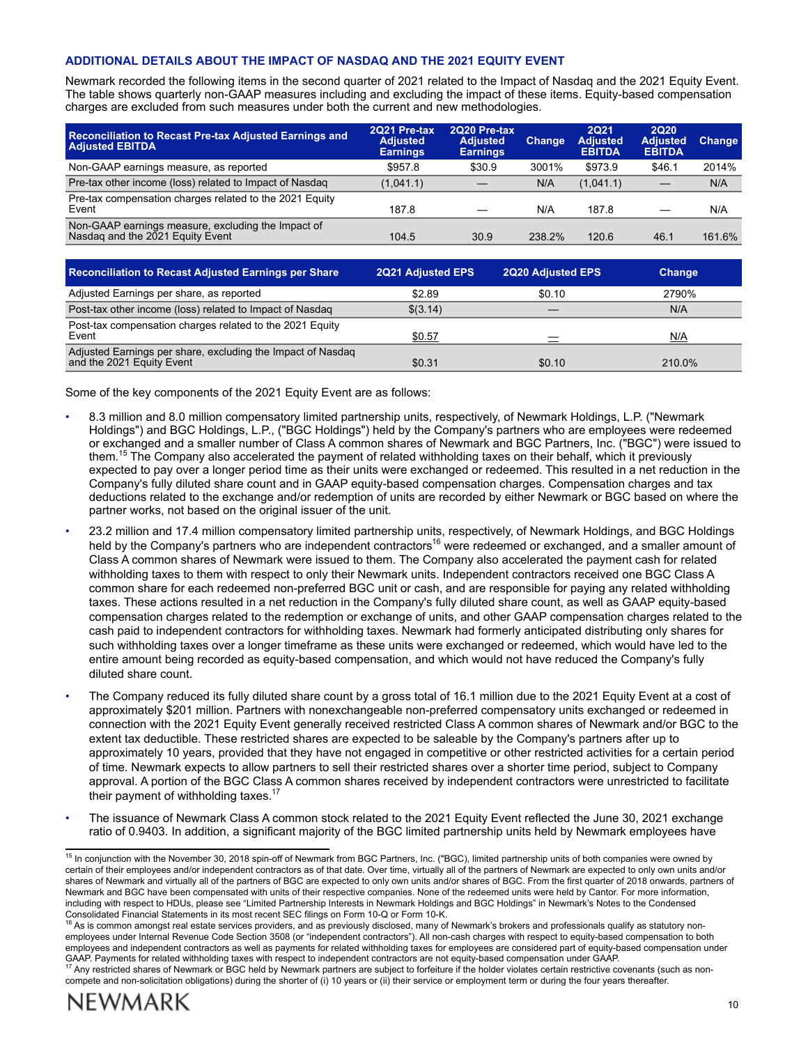### ADDITIONAL DETAILS ABOUT THE IMPACT OF NASDAQ AND THE 2021 EQUITY EVENT

Newmark recorded the following items in the second quarter of 2021 related to the Impact of Nasdaq and the 2021 Equity Event. The table shows quarterly non-GAAP measures including and excluding the impact of these items. Equity-based compensation charges are excluded from such measures under both the current and new methodologies.

| Reconciliation to Recast Pre-tax Adjusted Earnings and Adjusted EBITDA | 2Q21 Pre-tax Adjusted Earnings | 2Q20 Pre-tax Adjusted Earnings | Change | 2Q21 Adjusted EBITDA | 2Q20 Adjusted EBITDA | Change |
|---|---|---|---|---|---|---|
| Non-GAAP earnings measure, as reported | $957.8 | $30.9 | 3001% | $973.9 | $46.1 | 2014% |
| Pre-tax other income (loss) related to Impact of Nasdaq | (1,041.1) | — | N/A | (1,041.1) | — | N/A |
| Pre-tax compensation charges related to the 2021 Equity Event | 187.8 | — | N/A | 187.8 | — | N/A |
| Non-GAAP earnings measure, excluding the Impact of Nasdaq and the 2021 Equity Event | 104.5 | 30.9 | 238.2% | 120.6 | 46.1 | 161.6% |

| Reconciliation to Recast Adjusted Earnings per Share | 2Q21 Adjusted EPS | 2Q20 Adjusted EPS | Change |
|---|---|---|---|
| Adjusted Earnings per share, as reported | $2.89 | $0.10 | 2790% |
| Post-tax other income (loss) related to Impact of Nasdaq | $(3.14) | — | N/A |
| Post-tax compensation charges related to the 2021 Equity Event | $0.57 | — | N/A |
| Adjusted Earnings per share, excluding the Impact of Nasdaq and the 2021 Equity Event | $0.31 | $0.10 | 210.0% |

Some of the key components of the 2021 Equity Event are as follows:

- 8.3 million and 8.0 million compensatory limited partnership units, respectively, of Newmark Holdings, L.P. ("Newmark Holdings") and BGC Holdings, L.P., ("BGC Holdings") held by the Company's partners who are employees were redeemed or exchanged and a smaller number of Class A common shares of Newmark and BGC Partners, Inc. ("BGC") were issued to them.[15] The Company also accelerated the payment of related withholding taxes on their behalf, which it previously expected to pay over a longer period time as their units were exchanged or redeemed. This resulted in a net reduction in the Company's fully diluted share count and in GAAP equity-based compensation charges. Compensation charges and tax deductions related to the exchange and/or redemption of units are recorded by either Newmark or BGC based on where the partner works, not based on the original issuer of the unit.
- 23.2 million and 17.4 million compensatory limited partnership units, respectively, of Newmark Holdings, and BGC Holdings held by the Company's partners who are independent contractors[16] were redeemed or exchanged, and a smaller amount of Class A common shares of Newmark were issued to them. The Company also accelerated the payment cash for related withholding taxes to them with respect to only their Newmark units. Independent contractors received one BGC Class A common share for each redeemed non-preferred BGC unit or cash, and are responsible for paying any related withholding taxes. These actions resulted in a net reduction in the Company's fully diluted share count, as well as GAAP equity-based compensation charges related to the redemption or exchange of units, and other GAAP compensation charges related to the cash paid to independent contractors for withholding taxes. Newmark had formerly anticipated distributing only shares for such withholding taxes over a longer timeframe as these units were exchanged or redeemed, which would have led to the entire amount being recorded as equity-based compensation, and which would not have reduced the Company's fully diluted share count.
- The Company reduced its fully diluted share count by a gross total of 16.1 million due to the 2021 Equity Event at a cost of approximately $201 million. Partners with nonexchangeable non-preferred compensatory units exchanged or redeemed in connection with the 2021 Equity Event generally received restricted Class A common shares of Newmark and/or BGC to the extent tax deductible. These restricted shares are expected to be saleable by the Company's partners after up to approximately 10 years, provided that they have not engaged in competitive or other restricted activities for a certain period of time. Newmark expects to allow partners to sell their restricted shares over a shorter time period, subject to Company approval. A portion of the BGC Class A common shares received by independent contractors were unrestricted to facilitate their payment of withholding taxes.[17]
- The issuance of Newmark Class A common stock related to the 2021 Equity Event reflected the June 30, 2021 exchange ratio of 0.9403. In addition, a significant majority of the BGC limited partnership units held by Newmark employees have

---

[15] In conjunction with the November 30, 2018 spin-off of Newmark from BGC Partners, Inc. ("BGC), limited partnership units of both companies were owned by certain of their employees and/or independent contractors as of that date. Over time, virtually all of the partners of Newmark are expected to only own units and/or shares of Newmark and virtually all of the partners of BGC are expected to only own units and/or shares of BGC. From the first quarter of 2018 onwards, partners of Newmark and BGC have been compensated with units of their respective companies. None of the redeemed units were held by Cantor. For more information, including with respect to HDUs, please see "Limited Partnership Interests in Newmark Holdings and BGC Holdings" in Newmark's Notes to the Condensed Consolidated Financial Statements in its most recent SEC filings on Form 10-Q or Form 10-K.

[16] As is common amongst real estate services providers, and as previously disclosed, many of Newmark's brokers and professionals qualify as statutory non-employees under Internal Revenue Code Section 3508 (or "independent contractors"). All non-cash charges with respect to equity-based compensation to both employees and independent contractors as well as payments for related withholding taxes for employees are considered part of equity-based compensation under GAAP. Payments for related withholding taxes with respect to independent contractors are not equity-based compensation under GAAP.

[17] Any restricted shares of Newmark or BGC held by Newmark partners are subject to forfeiture if the holder violates certain restrictive covenants (such as non-compete and non-solicitation obligations) during the shorter of (i) 10 years or (ii) their service or employment term or during the four years thereafter.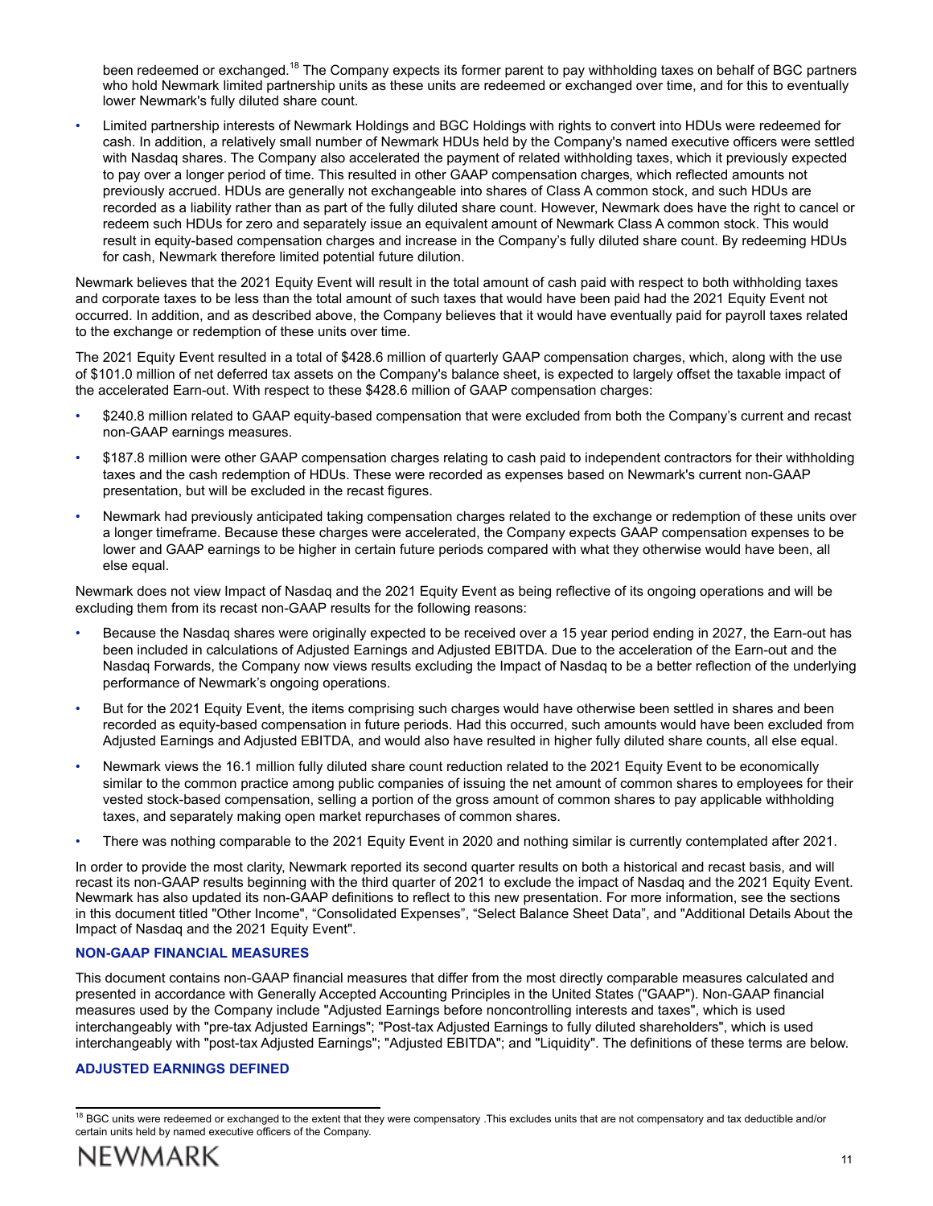been redeemed or exchanged.[18] The Company expects its former parent to pay withholding taxes on behalf of BGC partners who hold Newmark limited partnership units as these units are redeemed or exchanged over time, and for this to eventually lower Newmark's fully diluted share count.

- Limited partnership interests of Newmark Holdings and BGC Holdings with rights to convert into HDUs were redeemed for cash. In addition, a relatively small number of Newmark HDUs held by the Company's named executive officers were settled with Nasdaq shares. The Company also accelerated the payment of related withholding taxes, which it previously expected to pay over a longer period of time. This resulted in other GAAP compensation charges, which reflected amounts not previously accrued. HDUs are generally not exchangeable into shares of Class A common stock, and such HDUs are recorded as a liability rather than as part of the fully diluted share count. However, Newmark does have the right to cancel or redeem such HDUs for zero and separately issue an equivalent amount of Newmark Class A common stock. This would result in equity-based compensation charges and increase in the Company's fully diluted share count. By redeeming HDUs for cash, Newmark therefore limited potential future dilution.

Newmark believes that the 2021 Equity Event will result in the total amount of cash paid with respect to both withholding taxes and corporate taxes to be less than the total amount of such taxes that would have been paid had the 2021 Equity Event not occurred. In addition, and as described above, the Company believes that it would have eventually paid for payroll taxes related to the exchange or redemption of these units over time.

The 2021 Equity Event resulted in a total of $428.6 million of quarterly GAAP compensation charges, which, along with the use of $101.0 million of net deferred tax assets on the Company's balance sheet, is expected to largely offset the taxable impact of the accelerated Earn-out. With respect to these $428.6 million of GAAP compensation charges:

- $240.8 million related to GAAP equity-based compensation that were excluded from both the Company's current and recast non-GAAP earnings measures.
- $187.8 million were other GAAP compensation charges relating to cash paid to independent contractors for their withholding taxes and the cash redemption of HDUs. These were recorded as expenses based on Newmark's current non-GAAP presentation, but will be excluded in the recast figures.
- Newmark had previously anticipated taking compensation charges related to the exchange or redemption of these units over a longer timeframe. Because these charges were accelerated, the Company expects GAAP compensation expenses to be lower and GAAP earnings to be higher in certain future periods compared with what they otherwise would have been, all else equal.

Newmark does not view Impact of Nasdaq and the 2021 Equity Event as being reflective of its ongoing operations and will be excluding them from its recast non-GAAP results for the following reasons:

- Because the Nasdaq shares were originally expected to be received over a 15 year period ending in 2027, the Earn-out has been included in calculations of Adjusted Earnings and Adjusted EBITDA. Due to the acceleration of the Earn-out and the Nasdaq Forwards, the Company now views results excluding the Impact of Nasdaq to be a better reflection of the underlying performance of Newmark's ongoing operations.
- But for the 2021 Equity Event, the items comprising such charges would have otherwise been settled in shares and been recorded as equity-based compensation in future periods. Had this occurred, such amounts would have been excluded from Adjusted Earnings and Adjusted EBITDA, and would also have resulted in higher fully diluted share counts, all else equal.
- Newmark views the 16.1 million fully diluted share count reduction related to the 2021 Equity Event to be economically similar to the common practice among public companies of issuing the net amount of common shares to employees for their vested stock-based compensation, selling a portion of the gross amount of common shares to pay applicable withholding taxes, and separately making open market repurchases of common shares.
- There was nothing comparable to the 2021 Equity Event in 2020 and nothing similar is currently contemplated after 2021.

In order to provide the most clarity, Newmark reported its second quarter results on both a historical and recast basis, and will recast its non-GAAP results beginning with the third quarter of 2021 to exclude the impact of Nasdaq and the 2021 Equity Event. Newmark has also updated its non-GAAP definitions to reflect to this new presentation. For more information, see the sections in this document titled "Other Income", "Consolidated Expenses", "Select Balance Sheet Data", and "Additional Details About the Impact of Nasdaq and the 2021 Equity Event".

## NON-GAAP FINANCIAL MEASURES

This document contains non-GAAP financial measures that differ from the most directly comparable measures calculated and presented in accordance with Generally Accepted Accounting Principles in the United States ("GAAP"). Non-GAAP financial measures used by the Company include "Adjusted Earnings before noncontrolling interests and taxes", which is used interchangeably with "pre-tax Adjusted Earnings"; "Post-tax Adjusted Earnings to fully diluted shareholders", which is used interchangeably with "post-tax Adjusted Earnings"; "Adjusted EBITDA"; and "Liquidity". The definitions of these terms are below.

## ADJUSTED EARNINGS DEFINED

[18] BGC units were redeemed or exchanged to the extent that they were compensatory .This excludes units that are not compensatory and tax deductible and/or certain units held by named executive officers of the Company.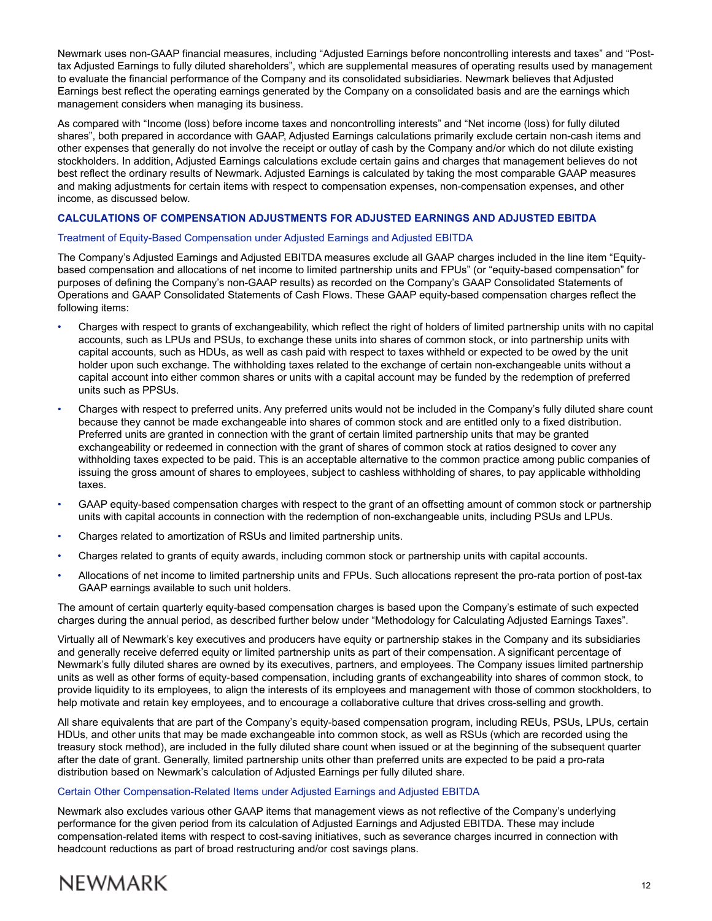Newmark uses non-GAAP financial measures, including "Adjusted Earnings before noncontrolling interests and taxes" and "Post-tax Adjusted Earnings to fully diluted shareholders", which are supplemental measures of operating results used by management to evaluate the financial performance of the Company and its consolidated subsidiaries. Newmark believes that Adjusted Earnings best reflect the operating earnings generated by the Company on a consolidated basis and are the earnings which management considers when managing its business.

As compared with "Income (loss) before income taxes and noncontrolling interests" and "Net income (loss) for fully diluted shares", both prepared in accordance with GAAP, Adjusted Earnings calculations primarily exclude certain non-cash items and other expenses that generally do not involve the receipt or outlay of cash by the Company and/or which do not dilute existing stockholders. In addition, Adjusted Earnings calculations exclude certain gains and charges that management believes do not best reflect the ordinary results of Newmark. Adjusted Earnings is calculated by taking the most comparable GAAP measures and making adjustments for certain items with respect to compensation expenses, non-compensation expenses, and other income, as discussed below.

## CALCULATIONS OF COMPENSATION ADJUSTMENTS FOR ADJUSTED EARNINGS AND ADJUSTED EBITDA

### Treatment of Equity-Based Compensation under Adjusted Earnings and Adjusted EBITDA

The Company's Adjusted Earnings and Adjusted EBITDA measures exclude all GAAP charges included in the line item "Equity-based compensation and allocations of net income to limited partnership units and FPUs" (or "equity-based compensation" for purposes of defining the Company's non-GAAP results) as recorded on the Company's GAAP Consolidated Statements of Operations and GAAP Consolidated Statements of Cash Flows. These GAAP equity-based compensation charges reflect the following items:

- Charges with respect to grants of exchangeability, which reflect the right of holders of limited partnership units with no capital accounts, such as LPUs and PSUs, to exchange these units into shares of common stock, or into partnership units with capital accounts, such as HDUs, as well as cash paid with respect to taxes withheld or expected to be owed by the unit holder upon such exchange. The withholding taxes related to the exchange of certain non-exchangeable units without a capital account into either common shares or units with a capital account may be funded by the redemption of preferred units such as PPSUs.
- Charges with respect to preferred units. Any preferred units would not be included in the Company's fully diluted share count because they cannot be made exchangeable into shares of common stock and are entitled only to a fixed distribution. Preferred units are granted in connection with the grant of certain limited partnership units that may be granted exchangeability or redeemed in connection with the grant of shares of common stock at ratios designed to cover any withholding taxes expected to be paid. This is an acceptable alternative to the common practice among public companies of issuing the gross amount of shares to employees, subject to cashless withholding of shares, to pay applicable withholding taxes.
- GAAP equity-based compensation charges with respect to the grant of an offsetting amount of common stock or partnership units with capital accounts in connection with the redemption of non-exchangeable units, including PSUs and LPUs.
- Charges related to amortization of RSUs and limited partnership units.
- Charges related to grants of equity awards, including common stock or partnership units with capital accounts.
- Allocations of net income to limited partnership units and FPUs. Such allocations represent the pro-rata portion of post-tax GAAP earnings available to such unit holders.

The amount of certain quarterly equity-based compensation charges is based upon the Company's estimate of such expected charges during the annual period, as described further below under "Methodology for Calculating Adjusted Earnings Taxes".

Virtually all of Newmark's key executives and producers have equity or partnership stakes in the Company and its subsidiaries and generally receive deferred equity or limited partnership units as part of their compensation. A significant percentage of Newmark's fully diluted shares are owned by its executives, partners, and employees. The Company issues limited partnership units as well as other forms of equity-based compensation, including grants of exchangeability into shares of common stock, to provide liquidity to its employees, to align the interests of its employees and management with those of common stockholders, to help motivate and retain key employees, and to encourage a collaborative culture that drives cross-selling and growth.

All share equivalents that are part of the Company's equity-based compensation program, including REUs, PSUs, LPUs, certain HDUs, and other units that may be made exchangeable into common stock, as well as RSUs (which are recorded using the treasury stock method), are included in the fully diluted share count when issued or at the beginning of the subsequent quarter after the date of grant. Generally, limited partnership units other than preferred units are expected to be paid a pro-rata distribution based on Newmark's calculation of Adjusted Earnings per fully diluted share.

### Certain Other Compensation-Related Items under Adjusted Earnings and Adjusted EBITDA

Newmark also excludes various other GAAP items that management views as not reflective of the Company's underlying performance for the given period from its calculation of Adjusted Earnings and Adjusted EBITDA. These may include compensation-related items with respect to cost-saving initiatives, such as severance charges incurred in connection with headcount reductions as part of broad restructuring and/or cost savings plans.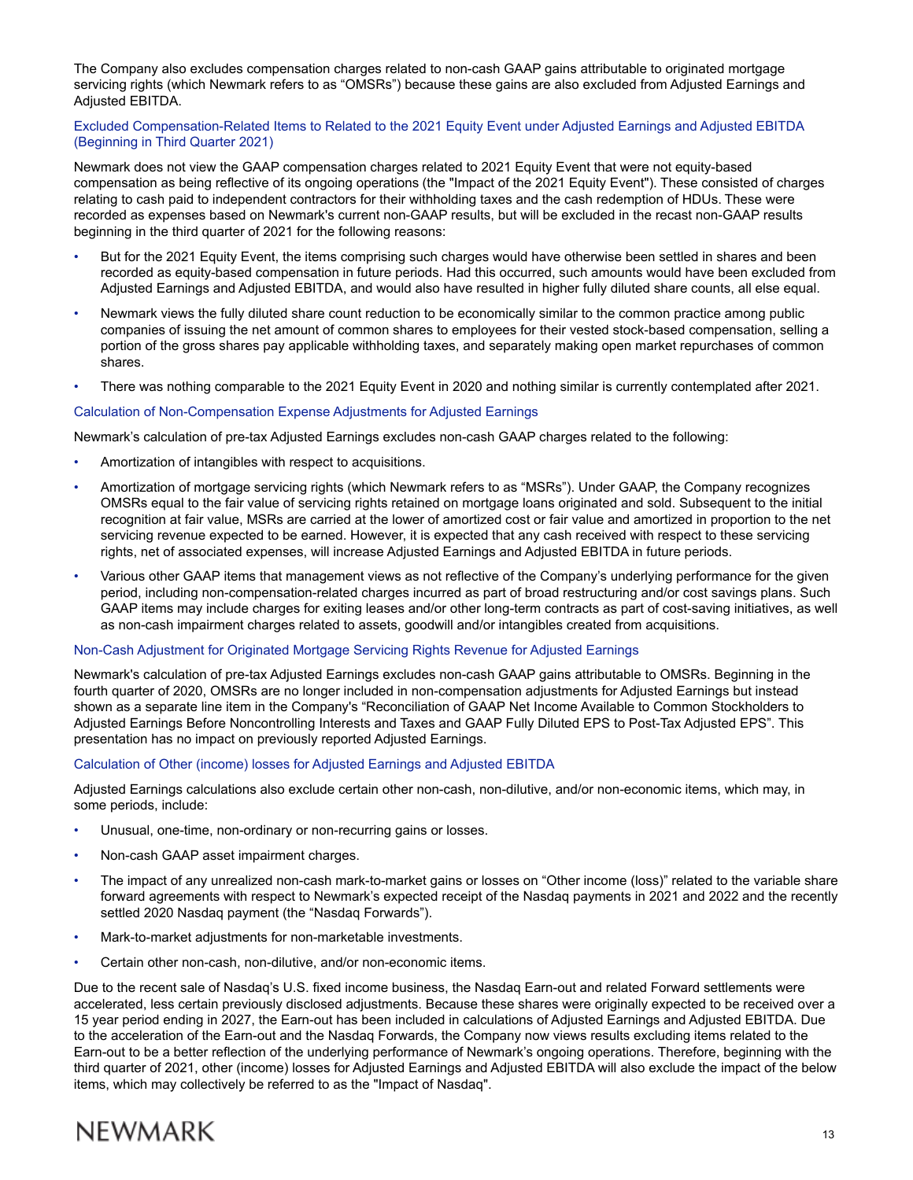The Company also excludes compensation charges related to non-cash GAAP gains attributable to originated mortgage servicing rights (which Newmark refers to as "OMSRs") because these gains are also excluded from Adjusted Earnings and Adjusted EBITDA.

### Excluded Compensation-Related Items to Related to the 2021 Equity Event under Adjusted Earnings and Adjusted EBITDA (Beginning in Third Quarter 2021)

Newmark does not view the GAAP compensation charges related to 2021 Equity Event that were not equity-based compensation as being reflective of its ongoing operations (the "Impact of the 2021 Equity Event"). These consisted of charges relating to cash paid to independent contractors for their withholding taxes and the cash redemption of HDUs. These were recorded as expenses based on Newmark's current non-GAAP results, but will be excluded in the recast non-GAAP results beginning in the third quarter of 2021 for the following reasons:

- But for the 2021 Equity Event, the items comprising such charges would have otherwise been settled in shares and been recorded as equity-based compensation in future periods. Had this occurred, such amounts would have been excluded from Adjusted Earnings and Adjusted EBITDA, and would also have resulted in higher fully diluted share counts, all else equal.
- Newmark views the fully diluted share count reduction to be economically similar to the common practice among public companies of issuing the net amount of common shares to employees for their vested stock-based compensation, selling a portion of the gross shares pay applicable withholding taxes, and separately making open market repurchases of common shares.
- There was nothing comparable to the 2021 Equity Event in 2020 and nothing similar is currently contemplated after 2021.

### Calculation of Non-Compensation Expense Adjustments for Adjusted Earnings

Newmark's calculation of pre-tax Adjusted Earnings excludes non-cash GAAP charges related to the following:

- Amortization of intangibles with respect to acquisitions.
- Amortization of mortgage servicing rights (which Newmark refers to as "MSRs"). Under GAAP, the Company recognizes OMSRs equal to the fair value of servicing rights retained on mortgage loans originated and sold. Subsequent to the initial recognition at fair value, MSRs are carried at the lower of amortized cost or fair value and amortized in proportion to the net servicing revenue expected to be earned. However, it is expected that any cash received with respect to these servicing rights, net of associated expenses, will increase Adjusted Earnings and Adjusted EBITDA in future periods.
- Various other GAAP items that management views as not reflective of the Company's underlying performance for the given period, including non-compensation-related charges incurred as part of broad restructuring and/or cost savings plans. Such GAAP items may include charges for exiting leases and/or other long-term contracts as part of cost-saving initiatives, as well as non-cash impairment charges related to assets, goodwill and/or intangibles created from acquisitions.

### Non-Cash Adjustment for Originated Mortgage Servicing Rights Revenue for Adjusted Earnings

Newmark's calculation of pre-tax Adjusted Earnings excludes non-cash GAAP gains attributable to OMSRs. Beginning in the fourth quarter of 2020, OMSRs are no longer included in non-compensation adjustments for Adjusted Earnings but instead shown as a separate line item in the Company's "Reconciliation of GAAP Net Income Available to Common Stockholders to Adjusted Earnings Before Noncontrolling Interests and Taxes and GAAP Fully Diluted EPS to Post-Tax Adjusted EPS". This presentation has no impact on previously reported Adjusted Earnings.

### Calculation of Other (income) losses for Adjusted Earnings and Adjusted EBITDA

Adjusted Earnings calculations also exclude certain other non-cash, non-dilutive, and/or non-economic items, which may, in some periods, include:

- Unusual, one-time, non-ordinary or non-recurring gains or losses.
- Non-cash GAAP asset impairment charges.
- The impact of any unrealized non-cash mark-to-market gains or losses on "Other income (loss)" related to the variable share forward agreements with respect to Newmark's expected receipt of the Nasdaq payments in 2021 and 2022 and the recently settled 2020 Nasdaq payment (the "Nasdaq Forwards").
- Mark-to-market adjustments for non-marketable investments.
- Certain other non-cash, non-dilutive, and/or non-economic items.

Due to the recent sale of Nasdaq's U.S. fixed income business, the Nasdaq Earn-out and related Forward settlements were accelerated, less certain previously disclosed adjustments. Because these shares were originally expected to be received over a 15 year period ending in 2027, the Earn-out has been included in calculations of Adjusted Earnings and Adjusted EBITDA. Due to the acceleration of the Earn-out and the Nasdaq Forwards, the Company now views results excluding items related to the Earn-out to be a better reflection of the underlying performance of Newmark's ongoing operations. Therefore, beginning with the third quarter of 2021, other (income) losses for Adjusted Earnings and Adjusted EBITDA will also exclude the impact of the below items, which may collectively be referred to as the "Impact of Nasdaq".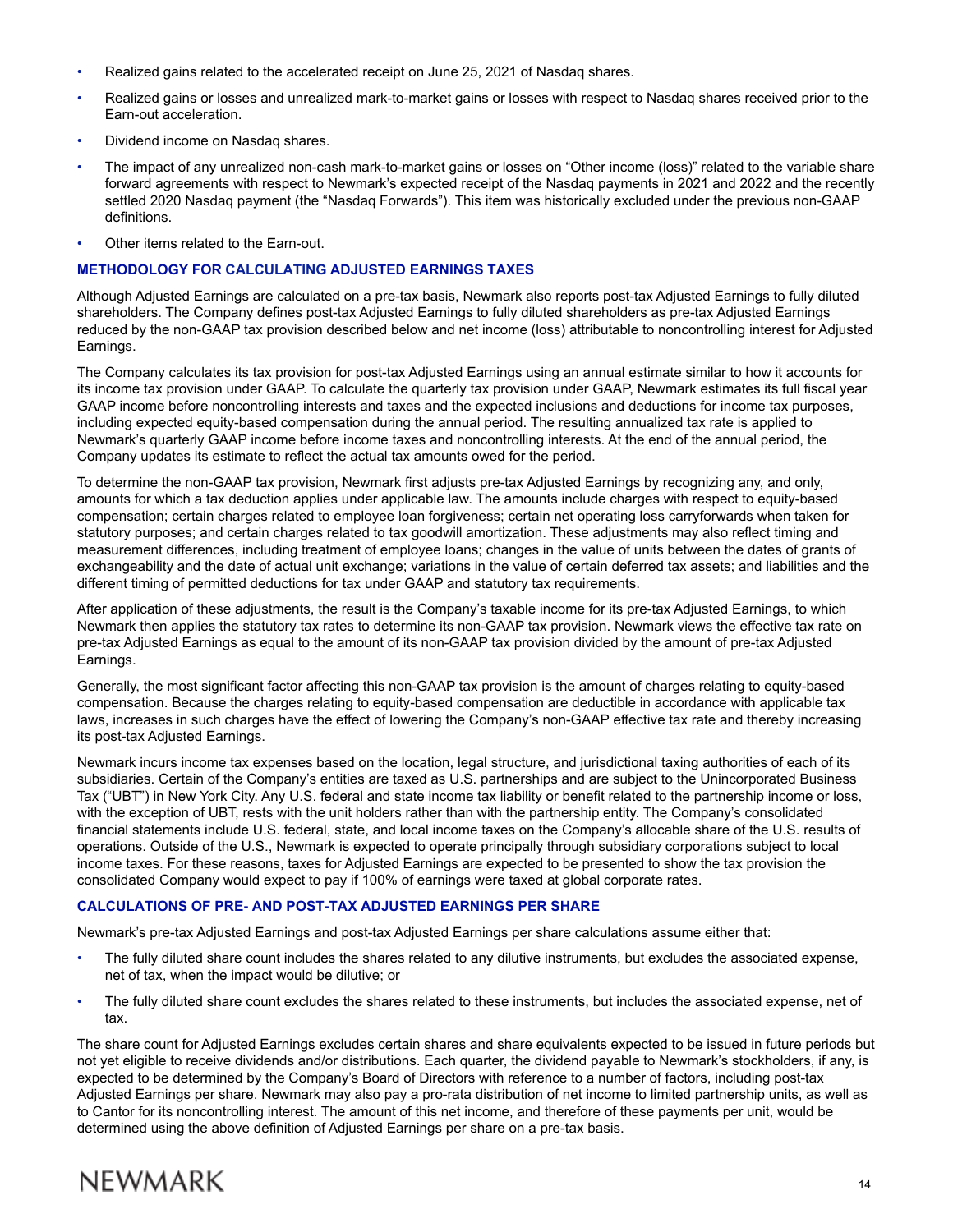- Realized gains related to the accelerated receipt on June 25, 2021 of Nasdaq shares.
- Realized gains or losses and unrealized mark-to-market gains or losses with respect to Nasdaq shares received prior to the Earn-out acceleration.
- Dividend income on Nasdaq shares.
- The impact of any unrealized non-cash mark-to-market gains or losses on "Other income (loss)" related to the variable share forward agreements with respect to Newmark's expected receipt of the Nasdaq payments in 2021 and 2022 and the recently settled 2020 Nasdaq payment (the "Nasdaq Forwards"). This item was historically excluded under the previous non-GAAP definitions.
- Other items related to the Earn-out.

## METHODOLOGY FOR CALCULATING ADJUSTED EARNINGS TAXES

Although Adjusted Earnings are calculated on a pre-tax basis, Newmark also reports post-tax Adjusted Earnings to fully diluted shareholders. The Company defines post-tax Adjusted Earnings to fully diluted shareholders as pre-tax Adjusted Earnings reduced by the non-GAAP tax provision described below and net income (loss) attributable to noncontrolling interest for Adjusted Earnings.

The Company calculates its tax provision for post-tax Adjusted Earnings using an annual estimate similar to how it accounts for its income tax provision under GAAP. To calculate the quarterly tax provision under GAAP, Newmark estimates its full fiscal year GAAP income before noncontrolling interests and taxes and the expected inclusions and deductions for income tax purposes, including expected equity-based compensation during the annual period. The resulting annualized tax rate is applied to Newmark's quarterly GAAP income before income taxes and noncontrolling interests. At the end of the annual period, the Company updates its estimate to reflect the actual tax amounts owed for the period.

To determine the non-GAAP tax provision, Newmark first adjusts pre-tax Adjusted Earnings by recognizing any, and only, amounts for which a tax deduction applies under applicable law. The amounts include charges with respect to equity-based compensation; certain charges related to employee loan forgiveness; certain net operating loss carryforwards when taken for statutory purposes; and certain charges related to tax goodwill amortization. These adjustments may also reflect timing and measurement differences, including treatment of employee loans; changes in the value of units between the dates of grants of exchangeability and the date of actual unit exchange; variations in the value of certain deferred tax assets; and liabilities and the different timing of permitted deductions for tax under GAAP and statutory tax requirements.

After application of these adjustments, the result is the Company's taxable income for its pre-tax Adjusted Earnings, to which Newmark then applies the statutory tax rates to determine its non-GAAP tax provision. Newmark views the effective tax rate on pre-tax Adjusted Earnings as equal to the amount of its non-GAAP tax provision divided by the amount of pre-tax Adjusted Earnings.

Generally, the most significant factor affecting this non-GAAP tax provision is the amount of charges relating to equity-based compensation. Because the charges relating to equity-based compensation are deductible in accordance with applicable tax laws, increases in such charges have the effect of lowering the Company's non-GAAP effective tax rate and thereby increasing its post-tax Adjusted Earnings.

Newmark incurs income tax expenses based on the location, legal structure, and jurisdictional taxing authorities of each of its subsidiaries. Certain of the Company's entities are taxed as U.S. partnerships and are subject to the Unincorporated Business Tax ("UBT") in New York City. Any U.S. federal and state income tax liability or benefit related to the partnership income or loss, with the exception of UBT, rests with the unit holders rather than with the partnership entity. The Company's consolidated financial statements include U.S. federal, state, and local income taxes on the Company's allocable share of the U.S. results of operations. Outside of the U.S., Newmark is expected to operate principally through subsidiary corporations subject to local income taxes. For these reasons, taxes for Adjusted Earnings are expected to be presented to show the tax provision the consolidated Company would expect to pay if 100% of earnings were taxed at global corporate rates.

## CALCULATIONS OF PRE- AND POST-TAX ADJUSTED EARNINGS PER SHARE

Newmark's pre-tax Adjusted Earnings and post-tax Adjusted Earnings per share calculations assume either that:

- The fully diluted share count includes the shares related to any dilutive instruments, but excludes the associated expense, net of tax, when the impact would be dilutive; or
- The fully diluted share count excludes the shares related to these instruments, but includes the associated expense, net of tax.

The share count for Adjusted Earnings excludes certain shares and share equivalents expected to be issued in future periods but not yet eligible to receive dividends and/or distributions. Each quarter, the dividend payable to Newmark's stockholders, if any, is expected to be determined by the Company's Board of Directors with reference to a number of factors, including post-tax Adjusted Earnings per share. Newmark may also pay a pro-rata distribution of net income to limited partnership units, as well as to Cantor for its noncontrolling interest. The amount of this net income, and therefore of these payments per unit, would be determined using the above definition of Adjusted Earnings per share on a pre-tax basis.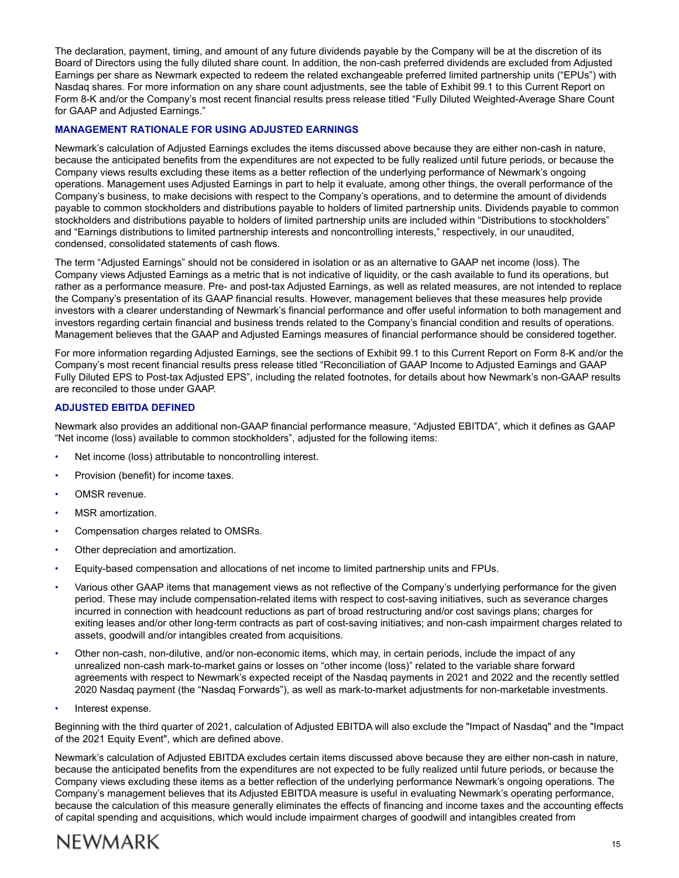The declaration, payment, timing, and amount of any future dividends payable by the Company will be at the discretion of its Board of Directors using the fully diluted share count. In addition, the non-cash preferred dividends are excluded from Adjusted Earnings per share as Newmark expected to redeem the related exchangeable preferred limited partnership units ("EPUs") with Nasdaq shares. For more information on any share count adjustments, see the table of Exhibit 99.1 to this Current Report on Form 8-K and/or the Company's most recent financial results press release titled "Fully Diluted Weighted-Average Share Count for GAAP and Adjusted Earnings."

## MANAGEMENT RATIONALE FOR USING ADJUSTED EARNINGS

Newmark's calculation of Adjusted Earnings excludes the items discussed above because they are either non-cash in nature, because the anticipated benefits from the expenditures are not expected to be fully realized until future periods, or because the Company views results excluding these items as a better reflection of the underlying performance of Newmark's ongoing operations. Management uses Adjusted Earnings in part to help it evaluate, among other things, the overall performance of the Company's business, to make decisions with respect to the Company's operations, and to determine the amount of dividends payable to common stockholders and distributions payable to holders of limited partnership units. Dividends payable to common stockholders and distributions payable to holders of limited partnership units are included within "Distributions to stockholders" and "Earnings distributions to limited partnership interests and noncontrolling interests," respectively, in our unaudited, condensed, consolidated statements of cash flows.

The term "Adjusted Earnings" should not be considered in isolation or as an alternative to GAAP net income (loss). The Company views Adjusted Earnings as a metric that is not indicative of liquidity, or the cash available to fund its operations, but rather as a performance measure. Pre- and post-tax Adjusted Earnings, as well as related measures, are not intended to replace the Company's presentation of its GAAP financial results. However, management believes that these measures help provide investors with a clearer understanding of Newmark's financial performance and offer useful information to both management and investors regarding certain financial and business trends related to the Company's financial condition and results of operations. Management believes that the GAAP and Adjusted Earnings measures of financial performance should be considered together.

For more information regarding Adjusted Earnings, see the sections of Exhibit 99.1 to this Current Report on Form 8-K and/or the Company's most recent financial results press release titled "Reconciliation of GAAP Income to Adjusted Earnings and GAAP Fully Diluted EPS to Post-tax Adjusted EPS", including the related footnotes, for details about how Newmark's non-GAAP results are reconciled to those under GAAP.

## ADJUSTED EBITDA DEFINED

Newmark also provides an additional non-GAAP financial performance measure, "Adjusted EBITDA", which it defines as GAAP "Net income (loss) available to common stockholders", adjusted for the following items:

- Net income (loss) attributable to noncontrolling interest.
- Provision (benefit) for income taxes.
- OMSR revenue.
- MSR amortization.
- Compensation charges related to OMSRs.
- Other depreciation and amortization.
- Equity-based compensation and allocations of net income to limited partnership units and FPUs.
- Various other GAAP items that management views as not reflective of the Company's underlying performance for the given period. These may include compensation-related items with respect to cost-saving initiatives, such as severance charges incurred in connection with headcount reductions as part of broad restructuring and/or cost savings plans; charges for exiting leases and/or other long-term contracts as part of cost-saving initiatives; and non-cash impairment charges related to assets, goodwill and/or intangibles created from acquisitions.
- Other non-cash, non-dilutive, and/or non-economic items, which may, in certain periods, include the impact of any unrealized non-cash mark-to-market gains or losses on "other income (loss)" related to the variable share forward agreements with respect to Newmark's expected receipt of the Nasdaq payments in 2021 and 2022 and the recently settled 2020 Nasdaq payment (the "Nasdaq Forwards"), as well as mark-to-market adjustments for non-marketable investments.
- Interest expense.

Beginning with the third quarter of 2021, calculation of Adjusted EBITDA will also exclude the "Impact of Nasdaq" and the "Impact of the 2021 Equity Event", which are defined above.

Newmark's calculation of Adjusted EBITDA excludes certain items discussed above because they are either non-cash in nature, because the anticipated benefits from the expenditures are not expected to be fully realized until future periods, or because the Company views excluding these items as a better reflection of the underlying performance Newmark's ongoing operations. The Company's management believes that its Adjusted EBITDA measure is useful in evaluating Newmark's operating performance, because the calculation of this measure generally eliminates the effects of financing and income taxes and the accounting effects of capital spending and acquisitions, which would include impairment charges of goodwill and intangibles created from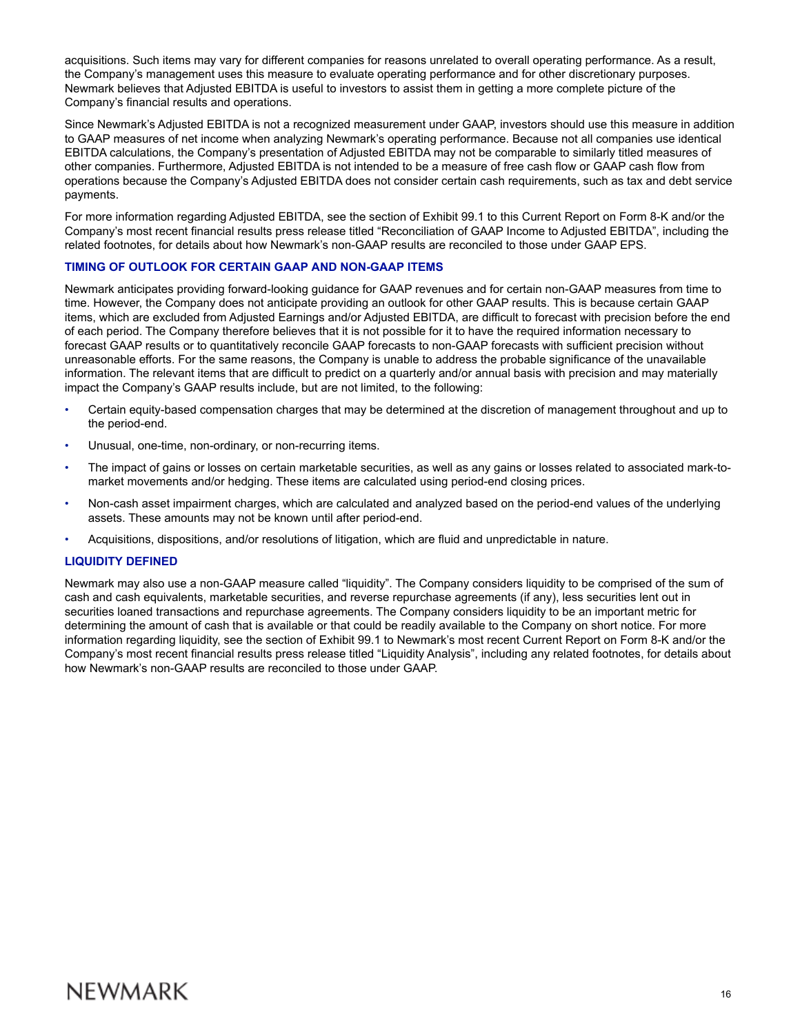acquisitions. Such items may vary for different companies for reasons unrelated to overall operating performance. As a result, the Company's management uses this measure to evaluate operating performance and for other discretionary purposes. Newmark believes that Adjusted EBITDA is useful to investors to assist them in getting a more complete picture of the Company's financial results and operations.

Since Newmark's Adjusted EBITDA is not a recognized measurement under GAAP, investors should use this measure in addition to GAAP measures of net income when analyzing Newmark's operating performance. Because not all companies use identical EBITDA calculations, the Company's presentation of Adjusted EBITDA may not be comparable to similarly titled measures of other companies. Furthermore, Adjusted EBITDA is not intended to be a measure of free cash flow or GAAP cash flow from operations because the Company's Adjusted EBITDA does not consider certain cash requirements, such as tax and debt service payments.

For more information regarding Adjusted EBITDA, see the section of Exhibit 99.1 to this Current Report on Form 8-K and/or the Company's most recent financial results press release titled "Reconciliation of GAAP Income to Adjusted EBITDA", including the related footnotes, for details about how Newmark's non-GAAP results are reconciled to those under GAAP EPS.

## TIMING OF OUTLOOK FOR CERTAIN GAAP AND NON-GAAP ITEMS

Newmark anticipates providing forward-looking guidance for GAAP revenues and for certain non-GAAP measures from time to time. However, the Company does not anticipate providing an outlook for other GAAP results. This is because certain GAAP items, which are excluded from Adjusted Earnings and/or Adjusted EBITDA, are difficult to forecast with precision before the end of each period. The Company therefore believes that it is not possible for it to have the required information necessary to forecast GAAP results or to quantitatively reconcile GAAP forecasts to non-GAAP forecasts with sufficient precision without unreasonable efforts. For the same reasons, the Company is unable to address the probable significance of the unavailable information. The relevant items that are difficult to predict on a quarterly and/or annual basis with precision and may materially impact the Company's GAAP results include, but are not limited, to the following:

- Certain equity-based compensation charges that may be determined at the discretion of management throughout and up to the period-end.
- Unusual, one-time, non-ordinary, or non-recurring items.
- The impact of gains or losses on certain marketable securities, as well as any gains or losses related to associated mark-to-market movements and/or hedging. These items are calculated using period-end closing prices.
- Non-cash asset impairment charges, which are calculated and analyzed based on the period-end values of the underlying assets. These amounts may not be known until after period-end.
- Acquisitions, dispositions, and/or resolutions of litigation, which are fluid and unpredictable in nature.

## LIQUIDITY DEFINED

Newmark may also use a non-GAAP measure called "liquidity". The Company considers liquidity to be comprised of the sum of cash and cash equivalents, marketable securities, and reverse repurchase agreements (if any), less securities lent out in securities loaned transactions and repurchase agreements. The Company considers liquidity to be an important metric for determining the amount of cash that is available or that could be readily available to the Company on short notice. For more information regarding liquidity, see the section of Exhibit 99.1 to Newmark's most recent Current Report on Form 8-K and/or the Company's most recent financial results press release titled "Liquidity Analysis", including any related footnotes, for details about how Newmark's non-GAAP results are reconciled to those under GAAP.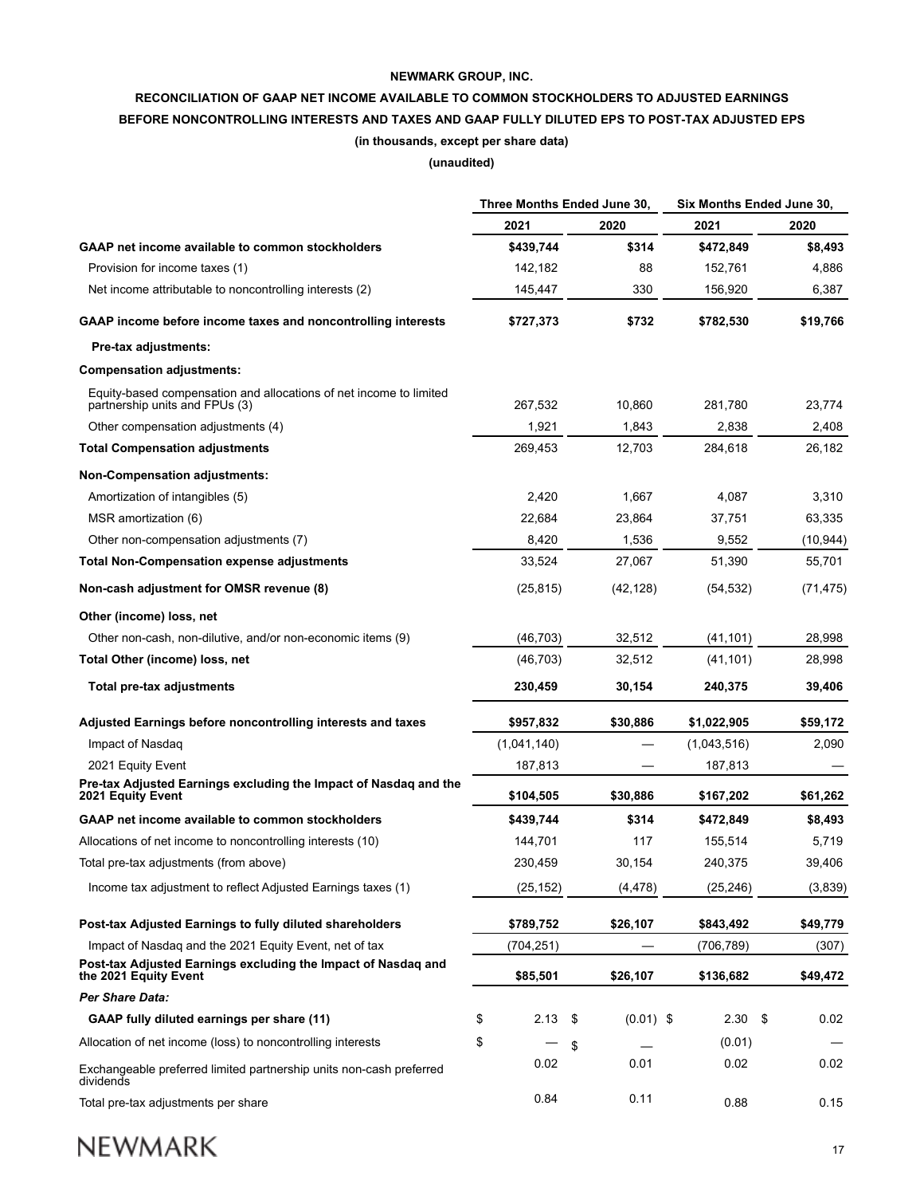**NEWMARK GROUP, INC.**

**RECONCILIATION OF GAAP NET INCOME AVAILABLE TO COMMON STOCKHOLDERS TO ADJUSTED EARNINGS BEFORE NONCONTROLLING INTERESTS AND TAXES AND GAAP FULLY DILUTED EPS TO POST-TAX ADJUSTED EPS**

**(in thousands, except per share data)**

**(unaudited)**

| | Three Months Ended June 30, | | Six Months Ended June 30, | |
|---|---|---|---|---|
| | 2021 | 2020 | 2021 | 2020 |
| **GAAP net income available to common stockholders** | **$439,744** | **$314** | **$472,849** | **$8,493** |
| Provision for income taxes (1) | 142,182 | 88 | 152,761 | 4,886 |
| Net income attributable to noncontrolling interests (2) | 145,447 | 330 | 156,920 | 6,387 |
| **GAAP income before income taxes and noncontrolling interests** | **$727,373** | **$732** | **$782,530** | **$19,766** |
| **Pre-tax adjustments:** | | | | |
| **Compensation adjustments:** | | | | |
| Equity-based compensation and allocations of net income to limited partnership units and FPUs (3) | 267,532 | 10,860 | 281,780 | 23,774 |
| Other compensation adjustments (4) | 1,921 | 1,843 | 2,838 | 2,408 |
| **Total Compensation adjustments** | 269,453 | 12,703 | 284,618 | 26,182 |
| **Non-Compensation adjustments:** | | | | |
| Amortization of intangibles (5) | 2,420 | 1,667 | 4,087 | 3,310 |
| MSR amortization (6) | 22,684 | 23,864 | 37,751 | 63,335 |
| Other non-compensation adjustments (7) | 8,420 | 1,536 | 9,552 | (10,944) |
| **Total Non-Compensation expense adjustments** | 33,524 | 27,067 | 51,390 | 55,701 |
| **Non-cash adjustment for OMSR revenue (8)** | (25,815) | (42,128) | (54,532) | (71,475) |
| **Other (income) loss, net** | | | | |
| Other non-cash, non-dilutive, and/or non-economic items (9) | (46,703) | 32,512 | (41,101) | 28,998 |
| **Total Other (income) loss, net** | (46,703) | 32,512 | (41,101) | 28,998 |
| **Total pre-tax adjustments** | **230,459** | **30,154** | **240,375** | **39,406** |
| **Adjusted Earnings before noncontrolling interests and taxes** | **$957,832** | **$30,886** | **$1,022,905** | **$59,172** |
| Impact of Nasdaq | (1,041,140) | — | (1,043,516) | 2,090 |
| 2021 Equity Event | 187,813 | — | 187,813 | — |
| **Pre-tax Adjusted Earnings excluding the Impact of Nasdaq and the 2021 Equity Event** | **$104,505** | **$30,886** | **$167,202** | **$61,262** |
| **GAAP net income available to common stockholders** | **$439,744** | **$314** | **$472,849** | **$8,493** |
| Allocations of net income to noncontrolling interests (10) | 144,701 | 117 | 155,514 | 5,719 |
| Total pre-tax adjustments (from above) | 230,459 | 30,154 | 240,375 | 39,406 |
| Income tax adjustment to reflect Adjusted Earnings taxes (1) | (25,152) | (4,478) | (25,246) | (3,839) |
| **Post-tax Adjusted Earnings to fully diluted shareholders** | **$789,752** | **$26,107** | **$843,492** | **$49,779** |
| Impact of Nasdaq and the 2021 Equity Event, net of tax | (704,251) | — | (706,789) | (307) |
| **Post-tax Adjusted Earnings excluding the Impact of Nasdaq and the 2021 Equity Event** | **$85,501** | **$26,107** | **$136,682** | **$49,472** |
| ***Per Share Data:*** | | | | |
| **GAAP fully diluted earnings per share (11)** | $ 2.13 | $ (0.01) | $ 2.30 | $ 0.02 |
| Allocation of net income (loss) to noncontrolling interests | $ — | $ — | (0.01) | — |
| Exchangeable preferred limited partnership units non-cash preferred dividends | 0.02 | 0.01 | 0.02 | 0.02 |
| Total pre-tax adjustments per share | 0.84 | 0.11 | 0.88 | 0.15 |

NEWMARK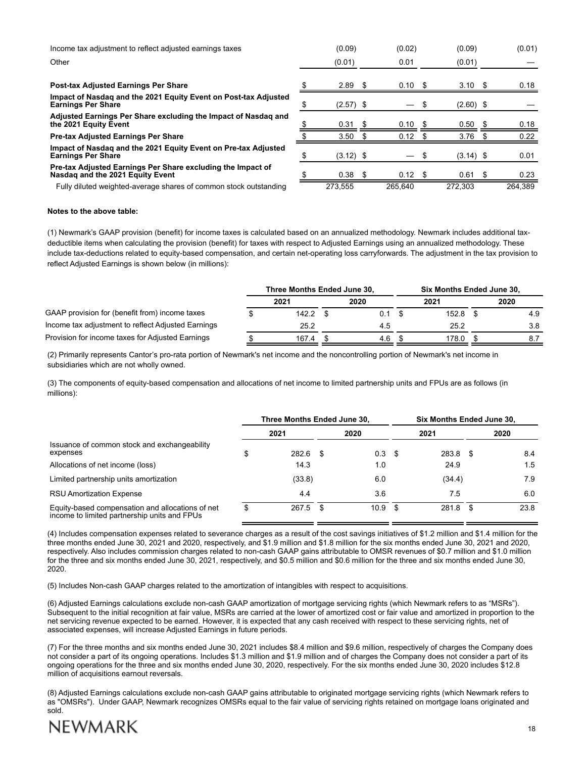| | | | | |
|---|---|---|---|---|
| Income tax adjustment to reflect adjusted earnings taxes | (0.09) | (0.02) | (0.09) | (0.01) |
| Other | (0.01) | 0.01 | (0.01) | — |
| **Post-tax Adjusted Earnings Per Share** | $ 2.89 | $ 0.10 | $ 3.10 | $ 0.18 |
| **Impact of Nasdaq and the 2021 Equity Event on Post-tax Adjusted Earnings Per Share** | $ (2.57) | $ — | $ (2.60) | $ — |
| **Adjusted Earnings Per Share excluding the Impact of Nasdaq and the 2021 Equity Event** | $ 0.31 | $ 0.10 | $ 0.50 | $ 0.18 |
| **Pre-tax Adjusted Earnings Per Share** | $ 3.50 | $ 0.12 | $ 3.76 | $ 0.22 |
| **Impact of Nasdaq and the 2021 Equity Event on Pre-tax Adjusted Earnings Per Share** | $ (3.12) | $ — | $ (3.14) | $ 0.01 |
| **Pre-tax Adjusted Earnings Per Share excluding the Impact of Nasdaq and the 2021 Equity Event** | $ 0.38 | $ 0.12 | $ 0.61 | $ 0.23 |
| Fully diluted weighted-average shares of common stock outstanding | 273,555 | 265,640 | 272,303 | 264,389 |

**Notes to the above table:**

(1) Newmark's GAAP provision (benefit) for income taxes is calculated based on an annualized methodology. Newmark includes additional tax-deductible items when calculating the provision (benefit) for taxes with respect to Adjusted Earnings using an annualized methodology. These include tax-deductions related to equity-based compensation, and certain net-operating loss carryforwards. The adjustment in the tax provision to reflect Adjusted Earnings is shown below (in millions):

| | Three Months Ended June 30, | | Six Months Ended June 30, | |
|---|---|---|---|---|
| | 2021 | 2020 | 2021 | 2020 |
| GAAP provision for (benefit from) income taxes | $ 142.2 | $ 0.1 | $ 152.8 | $ 4.9 |
| Income tax adjustment to reflect Adjusted Earnings | 25.2 | 4.5 | 25.2 | 3.8 |
| Provision for income taxes for Adjusted Earnings | $ 167.4 | $ 4.6 | $ 178.0 | $ 8.7 |

(2) Primarily represents Cantor's pro-rata portion of Newmark's net income and the noncontrolling portion of Newmark's net income in subsidiaries which are not wholly owned.

(3) The components of equity-based compensation and allocations of net income to limited partnership units and FPUs are as follows (in millions):

| | Three Months Ended June 30, | | Six Months Ended June 30, | |
|---|---|---|---|---|
| | 2021 | 2020 | 2021 | 2020 |
| Issuance of common stock and exchangeability expenses | $ 282.6 | $ 0.3 | $ 283.8 | $ 8.4 |
| Allocations of net income (loss) | 14.3 | 1.0 | 24.9 | 1.5 |
| Limited partnership units amortization | (33.8) | 6.0 | (34.4) | 7.9 |
| RSU Amortization Expense | 4.4 | 3.6 | 7.5 | 6.0 |
| Equity-based compensation and allocations of net income to limited partnership units and FPUs | $ 267.5 | $ 10.9 | $ 281.8 | $ 23.8 |

(4) Includes compensation expenses related to severance charges as a result of the cost savings initiatives of $1.2 million and $1.4 million for the three months ended June 30, 2021 and 2020, respectively, and $1.9 million and $1.8 million for the six months ended June 30, 2021 and 2020, respectively. Also includes commission charges related to non-cash GAAP gains attributable to OMSR revenues of $0.7 million and $1.0 million for the three and six months ended June 30, 2021, respectively, and $0.5 million and $0.6 million for the three and six months ended June 30, 2020.

(5) Includes Non-cash GAAP charges related to the amortization of intangibles with respect to acquisitions.

(6) Adjusted Earnings calculations exclude non-cash GAAP amortization of mortgage servicing rights (which Newmark refers to as "MSRs"). Subsequent to the initial recognition at fair value, MSRs are carried at the lower of amortized cost or fair value and amortized in proportion to the net servicing revenue expected to be earned. However, it is expected that any cash received with respect to these servicing rights, net of associated expenses, will increase Adjusted Earnings in future periods.

(7) For the three months and six months ended June 30, 2021 includes $8.4 million and $9.6 million, respectively of charges the Company does not consider a part of its ongoing operations. Includes $1.3 million and $1.9 million and of charges the Company does not consider a part of its ongoing operations for the three and six months ended June 30, 2020, respectively. For the six months ended June 30, 2020 includes $12.8 million of acquisitions earnout reversals.

(8) Adjusted Earnings calculations exclude non-cash GAAP gains attributable to originated mortgage servicing rights (which Newmark refers to as "OMSRs"). Under GAAP, Newmark recognizes OMSRs equal to the fair value of servicing rights retained on mortgage loans originated and sold.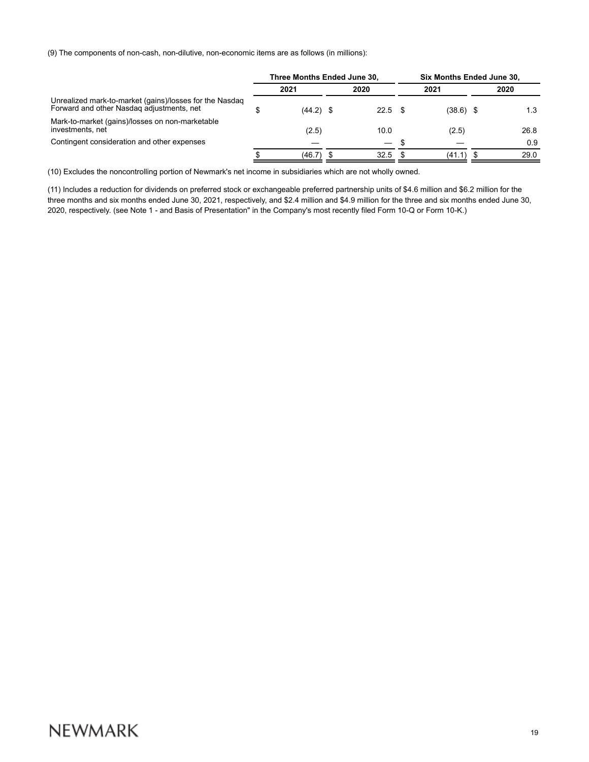(9) The components of non-cash, non-dilutive, non-economic items are as follows (in millions):

| | Three Months Ended June 30, | | Six Months Ended June 30, | |
|---|---|---|---|---|
| | 2021 | 2020 | 2021 | 2020 |
| Unrealized mark-to-market (gains)/losses for the Nasdaq Forward and other Nasdaq adjustments, net | $ (44.2) | $ 22.5 | $ (38.6) | $ 1.3 |
| Mark-to-market (gains)/losses on non-marketable investments, net | (2.5) | 10.0 | (2.5) | 26.8 |
| Contingent consideration and other expenses | — | — | $ — | 0.9 |
| | $ (46.7) | $ 32.5 | $ (41.1) | $ 29.0 |

(10) Excludes the noncontrolling portion of Newmark's net income in subsidiaries which are not wholly owned.

(11) Includes a reduction for dividends on preferred stock or exchangeable preferred partnership units of $4.6 million and $6.2 million for the three months and six months ended June 30, 2021, respectively, and $2.4 million and $4.9 million for the three and six months ended June 30, 2020, respectively. (see Note 1 - and Basis of Presentation" in the Company's most recently filed Form 10-Q or Form 10-K.)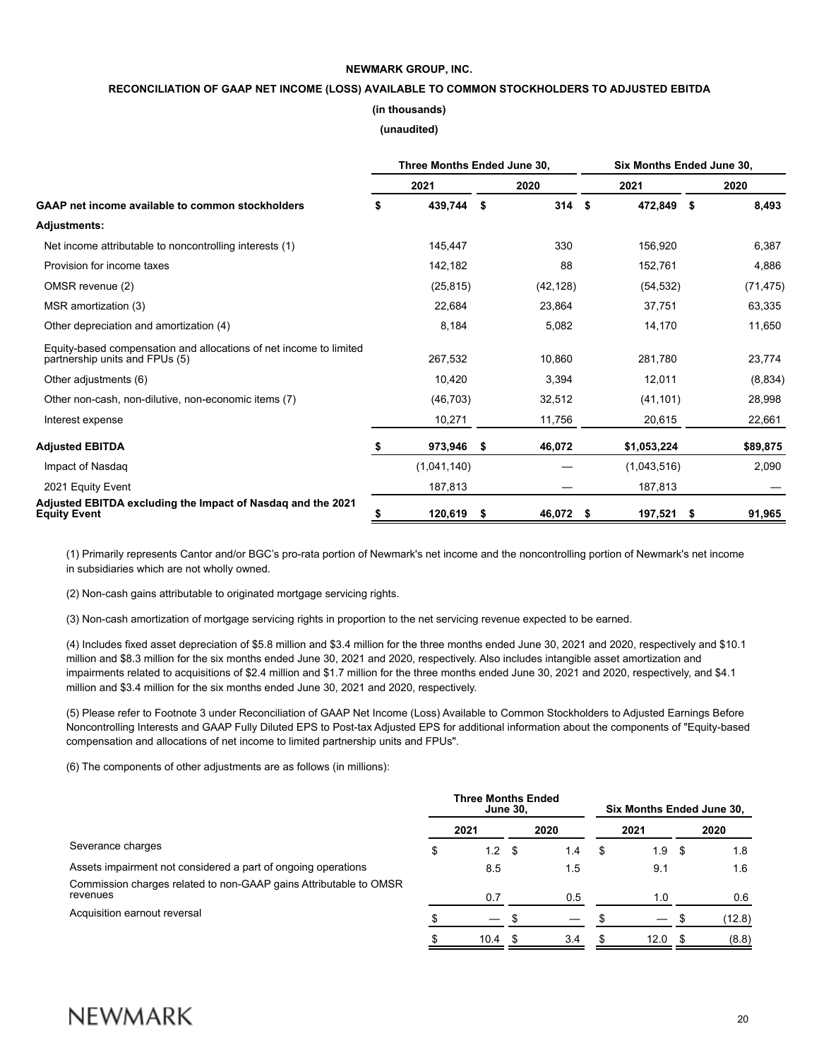**NEWMARK GROUP, INC.**

**RECONCILIATION OF GAAP NET INCOME (LOSS) AVAILABLE TO COMMON STOCKHOLDERS TO ADJUSTED EBITDA**

**(in thousands)**

**(unaudited)**

| | Three Months Ended June 30, | | Six Months Ended June 30, | |
|---|---|---|---|---|
| | 2021 | 2020 | 2021 | 2020 |
| **GAAP net income available to common stockholders** | **$ 439,744** | **$ 314** | **$ 472,849** | **$ 8,493** |
| **Adjustments:** | | | | |
| Net income attributable to noncontrolling interests (1) | 145,447 | 330 | 156,920 | 6,387 |
| Provision for income taxes | 142,182 | 88 | 152,761 | 4,886 |
| OMSR revenue (2) | (25,815) | (42,128) | (54,532) | (71,475) |
| MSR amortization (3) | 22,684 | 23,864 | 37,751 | 63,335 |
| Other depreciation and amortization (4) | 8,184 | 5,082 | 14,170 | 11,650 |
| Equity-based compensation and allocations of net income to limited partnership units and FPUs (5) | 267,532 | 10,860 | 281,780 | 23,774 |
| Other adjustments (6) | 10,420 | 3,394 | 12,011 | (8,834) |
| Other non-cash, non-dilutive, non-economic items (7) | (46,703) | 32,512 | (41,101) | 28,998 |
| Interest expense | 10,271 | 11,756 | 20,615 | 22,661 |
| **Adjusted EBITDA** | **$ 973,946** | **$ 46,072** | **$1,053,224** | **$89,875** |
| Impact of Nasdaq | (1,041,140) | — | (1,043,516) | 2,090 |
| 2021 Equity Event | 187,813 | — | 187,813 | — |
| **Adjusted EBITDA excluding the Impact of Nasdaq and the 2021 Equity Event** | **$ 120,619** | **$ 46,072** | **$ 197,521** | **$ 91,965** |

(1) Primarily represents Cantor and/or BGC's pro-rata portion of Newmark's net income and the noncontrolling portion of Newmark's net income in subsidiaries which are not wholly owned.

(2) Non-cash gains attributable to originated mortgage servicing rights.

(3) Non-cash amortization of mortgage servicing rights in proportion to the net servicing revenue expected to be earned.

(4) Includes fixed asset depreciation of $5.8 million and $3.4 million for the three months ended June 30, 2021 and 2020, respectively and $10.1 million and $8.3 million for the six months ended June 30, 2021 and 2020, respectively. Also includes intangible asset amortization and impairments related to acquisitions of $2.4 million and $1.7 million for the three months ended June 30, 2021 and 2020, respectively, and $4.1 million and $3.4 million for the six months ended June 30, 2021 and 2020, respectively.

(5) Please refer to Footnote 3 under Reconciliation of GAAP Net Income (Loss) Available to Common Stockholders to Adjusted Earnings Before Noncontrolling Interests and GAAP Fully Diluted EPS to Post-tax Adjusted EPS for additional information about the components of "Equity-based compensation and allocations of net income to limited partnership units and FPUs".

(6) The components of other adjustments are as follows (in millions):

| | Three Months Ended June 30, | | Six Months Ended June 30, | |
|---|---|---|---|---|
| | 2021 | 2020 | 2021 | 2020 |
| Severance charges | $ 1.2 | $ 1.4 | $ 1.9 | $ 1.8 |
| Assets impairment not considered a part of ongoing operations | 8.5 | 1.5 | 9.1 | 1.6 |
| Commission charges related to non-GAAP gains Attributable to OMSR revenues | 0.7 | 0.5 | 1.0 | 0.6 |
| Acquisition earnout reversal | $ — | $ — | $ — | $ (12.8) |
| | $ 10.4 | $ 3.4 | $ 12.0 | $ (8.8) |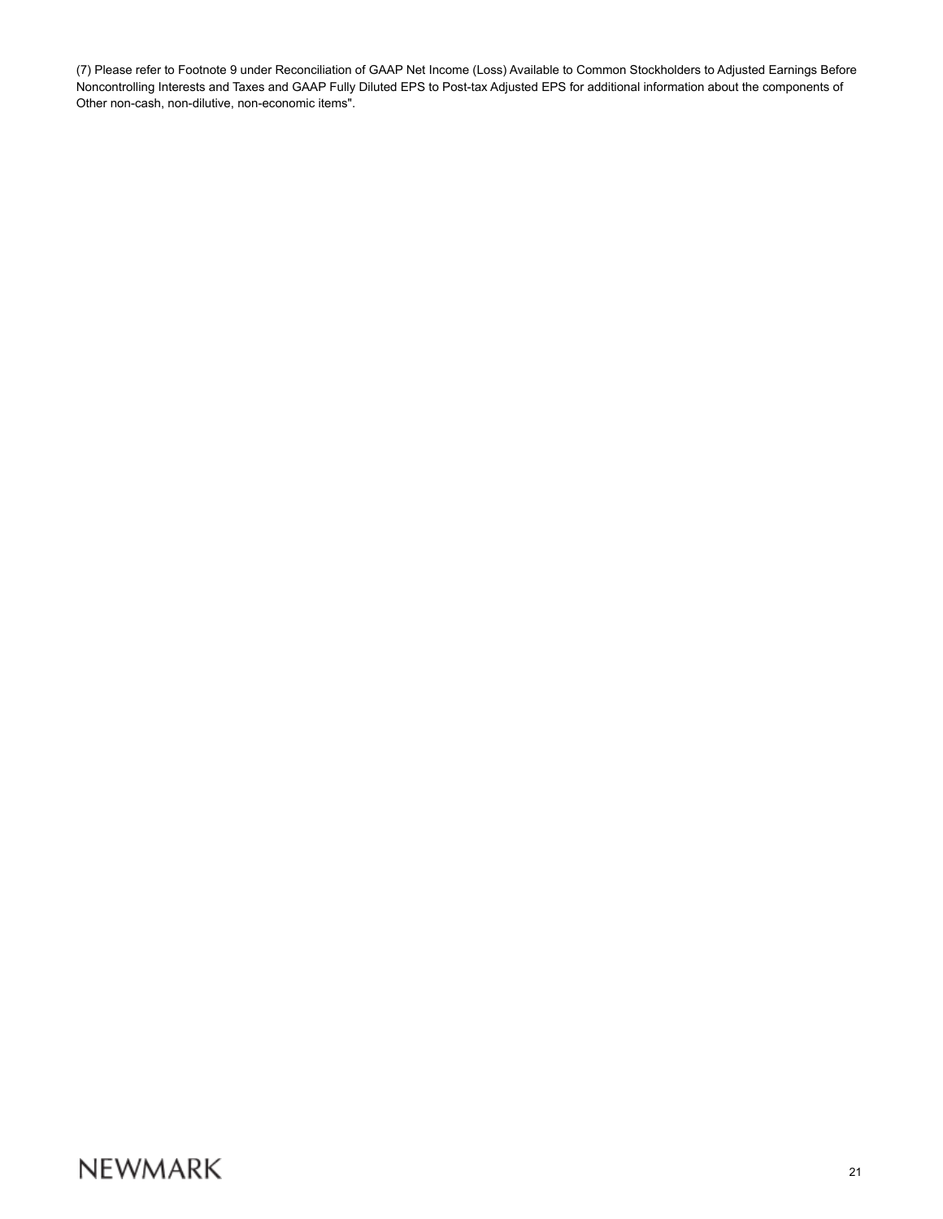(7) Please refer to Footnote 9 under Reconciliation of GAAP Net Income (Loss) Available to Common Stockholders to Adjusted Earnings Before Noncontrolling Interests and Taxes and GAAP Fully Diluted EPS to Post-tax Adjusted EPS for additional information about the components of Other non-cash, non-dilutive, non-economic items".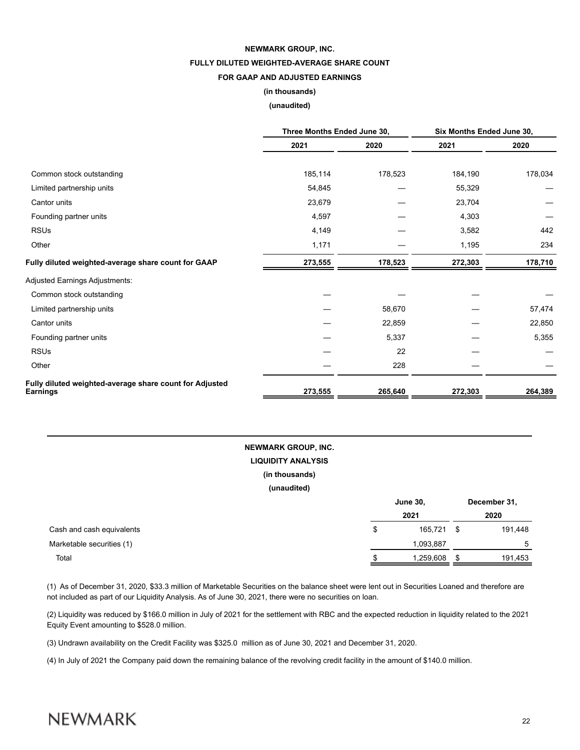**NEWMARK GROUP, INC.**

**FULLY DILUTED WEIGHTED-AVERAGE SHARE COUNT**

**FOR GAAP AND ADJUSTED EARNINGS**

**(in thousands)**

**(unaudited)**

| | Three Months Ended June 30, | | Six Months Ended June 30, | |
|---|---|---|---|---|
| | 2021 | 2020 | 2021 | 2020 |
| Common stock outstanding | 185,114 | 178,523 | 184,190 | 178,034 |
| Limited partnership units | 54,845 | — | 55,329 | — |
| Cantor units | 23,679 | — | 23,704 | — |
| Founding partner units | 4,597 | — | 4,303 | — |
| RSUs | 4,149 | — | 3,582 | 442 |
| Other | 1,171 | — | 1,195 | 234 |
| **Fully diluted weighted-average share count for GAAP** | **273,555** | **178,523** | **272,303** | **178,710** |
| Adjusted Earnings Adjustments: | | | | |
| Common stock outstanding | — | — | — | — |
| Limited partnership units | — | 58,670 | — | 57,474 |
| Cantor units | — | 22,859 | — | 22,850 |
| Founding partner units | — | 5,337 | — | 5,355 |
| RSUs | — | 22 | — | — |
| Other | — | 228 | — | — |
| **Fully diluted weighted-average share count for Adjusted Earnings** | **273,555** | **265,640** | **272,303** | **264,389** |

**NEWMARK GROUP, INC.**

**LIQUIDITY ANALYSIS**

**(in thousands)**

**(unaudited)**

| | June 30, 2021 | December 31, 2020 |
|---|---|---|
| Cash and cash equivalents | $ 165,721 | $ 191,448 |
| Marketable securities (1) | 1,093,887 | 5 |
| Total | $ 1,259,608 | $ 191,453 |

(1) As of December 31, 2020, $33.3 million of Marketable Securities on the balance sheet were lent out in Securities Loaned and therefore are not included as part of our Liquidity Analysis. As of June 30, 2021, there were no securities on loan.

(2) Liquidity was reduced by $166.0 million in July of 2021 for the settlement with RBC and the expected reduction in liquidity related to the 2021 Equity Event amounting to $528.0 million.

(3) Undrawn availability on the Credit Facility was $325.0 million as of June 30, 2021 and December 31, 2020.

(4) In July of 2021 the Company paid down the remaining balance of the revolving credit facility in the amount of $140.0 million.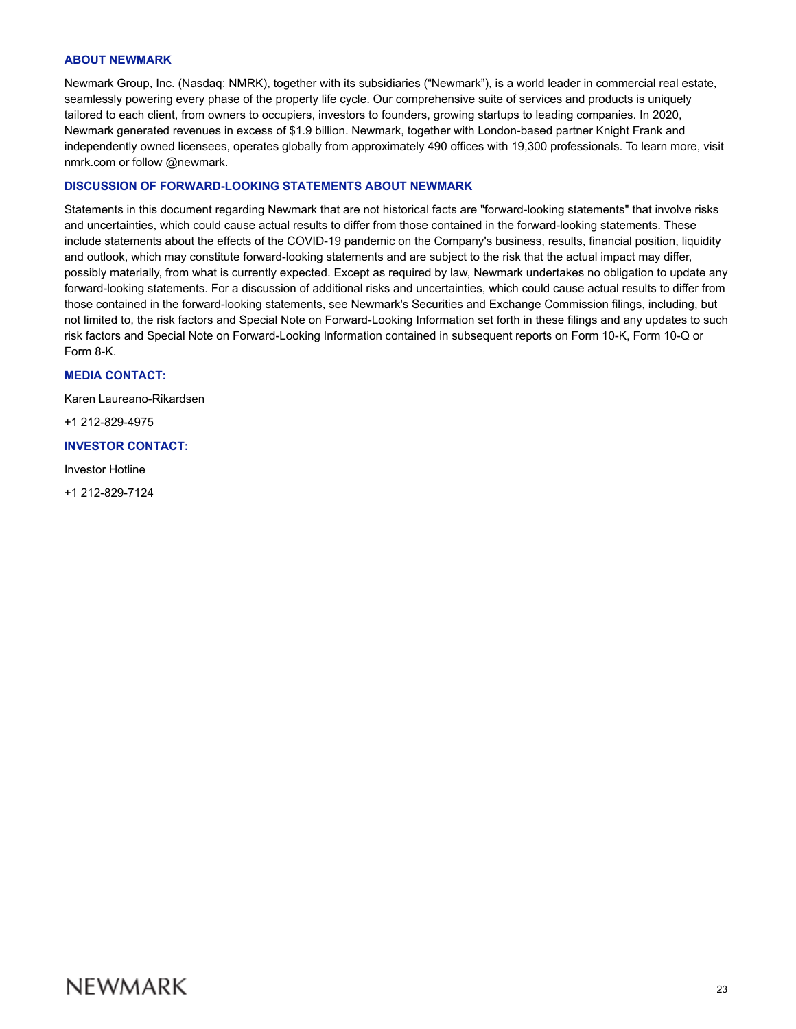### ABOUT NEWMARK

Newmark Group, Inc. (Nasdaq: NMRK), together with its subsidiaries ("Newmark"), is a world leader in commercial real estate, seamlessly powering every phase of the property life cycle. Our comprehensive suite of services and products is uniquely tailored to each client, from owners to occupiers, investors to founders, growing startups to leading companies. In 2020, Newmark generated revenues in excess of $1.9 billion. Newmark, together with London-based partner Knight Frank and independently owned licensees, operates globally from approximately 490 offices with 19,300 professionals. To learn more, visit nmrk.com or follow @newmark.

### DISCUSSION OF FORWARD-LOOKING STATEMENTS ABOUT NEWMARK

Statements in this document regarding Newmark that are not historical facts are "forward-looking statements" that involve risks and uncertainties, which could cause actual results to differ from those contained in the forward-looking statements. These include statements about the effects of the COVID-19 pandemic on the Company's business, results, financial position, liquidity and outlook, which may constitute forward-looking statements and are subject to the risk that the actual impact may differ, possibly materially, from what is currently expected. Except as required by law, Newmark undertakes no obligation to update any forward-looking statements. For a discussion of additional risks and uncertainties, which could cause actual results to differ from those contained in the forward-looking statements, see Newmark's Securities and Exchange Commission filings, including, but not limited to, the risk factors and Special Note on Forward-Looking Information set forth in these filings and any updates to such risk factors and Special Note on Forward-Looking Information contained in subsequent reports on Form 10-K, Form 10-Q or Form 8-K.

### MEDIA CONTACT:

Karen Laureano-Rikardsen

+1 212-829-4975

### INVESTOR CONTACT:

Investor Hotline

+1 212-829-7124